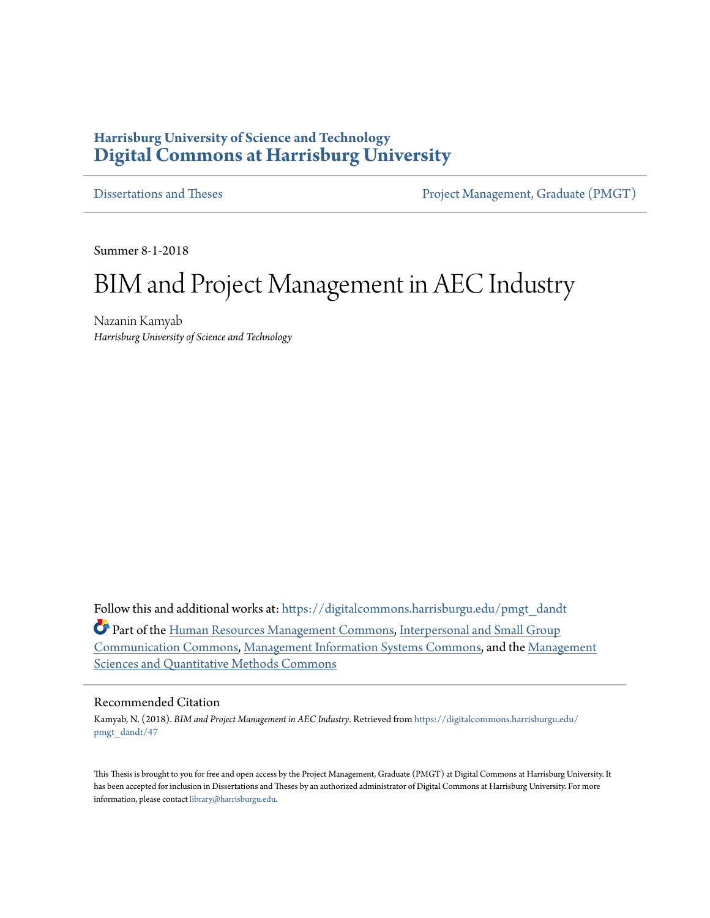Harrisburg University of Science and Technology
**Digital Commons at Harrisburg University**

Dissertations and Theses — Project Management, Graduate (PMGT)

Summer 8-1-2018

# BIM and Project Management in AEC Industry

Nazanin Kamyab
*Harrisburg University of Science and Technology*

Follow this and additional works at: https://digitalcommons.harrisburgu.edu/pmgt_dandt

Part of the Human Resources Management Commons, Interpersonal and Small Group Communication Commons, Management Information Systems Commons, and the Management Sciences and Quantitative Methods Commons

## Recommended Citation

Kamyab, N. (2018). *BIM and Project Management in AEC Industry*. Retrieved from https://digitalcommons.harrisburgu.edu/pmgt_dandt/47

This Thesis is brought to you for free and open access by the Project Management, Graduate (PMGT) at Digital Commons at Harrisburg University. It has been accepted for inclusion in Dissertations and Theses by an authorized administrator of Digital Commons at Harrisburg University. For more information, please contact library@harrisburgu.edu.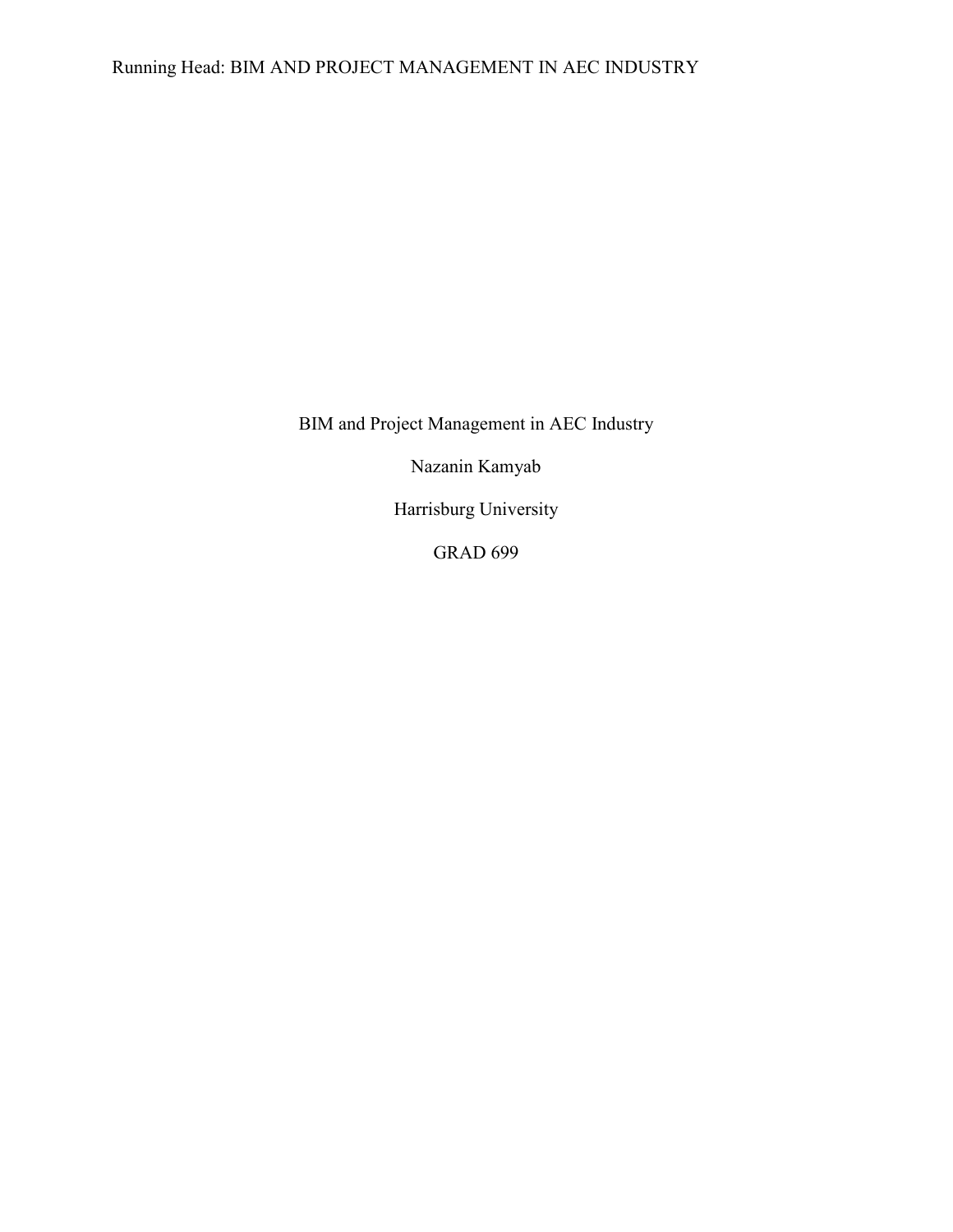BIM and Project Management in AEC Industry

Nazanin Kamyab

Harrisburg University

GRAD 699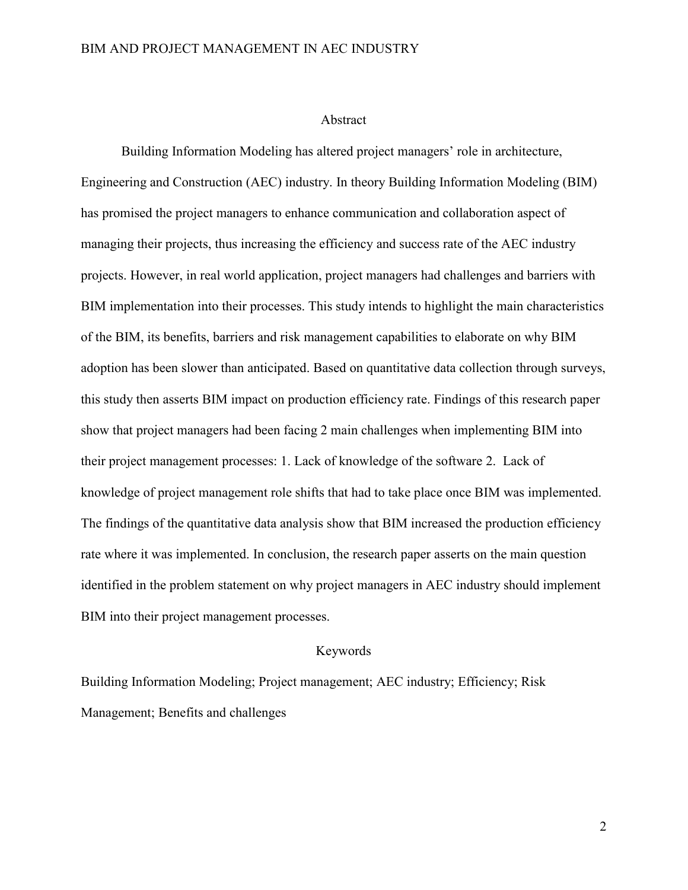## Abstract

Building Information Modeling has altered project managers' role in architecture, Engineering and Construction (AEC) industry. In theory Building Information Modeling (BIM) has promised the project managers to enhance communication and collaboration aspect of managing their projects, thus increasing the efficiency and success rate of the AEC industry projects. However, in real world application, project managers had challenges and barriers with BIM implementation into their processes. This study intends to highlight the main characteristics of the BIM, its benefits, barriers and risk management capabilities to elaborate on why BIM adoption has been slower than anticipated. Based on quantitative data collection through surveys, this study then asserts BIM impact on production efficiency rate. Findings of this research paper show that project managers had been facing 2 main challenges when implementing BIM into their project management processes: 1. Lack of knowledge of the software 2. Lack of knowledge of project management role shifts that had to take place once BIM was implemented. The findings of the quantitative data analysis show that BIM increased the production efficiency rate where it was implemented. In conclusion, the research paper asserts on the main question identified in the problem statement on why project managers in AEC industry should implement BIM into their project management processes.

## Keywords

Building Information Modeling; Project management; AEC industry; Efficiency; Risk Management; Benefits and challenges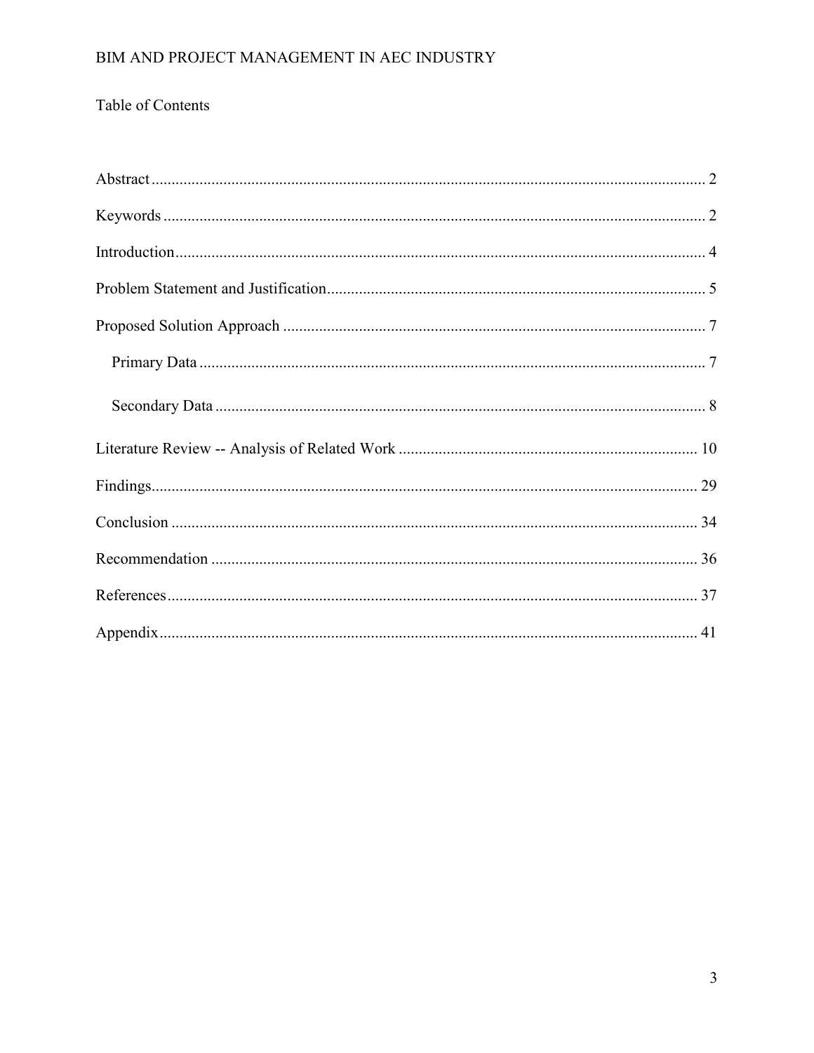Table of Contents

Abstract ........................................................................................................................................ 2

Keywords ...................................................................................................................................... 2

Introduction ................................................................................................................................... 4

Problem Statement and Justification ............................................................................................ 5

Proposed Solution Approach ........................................................................................................ 7

- Primary Data ............................................................................................................................ 7
- Secondary Data ........................................................................................................................ 8

Literature Review -- Analysis of Related Work ......................................................................... 10

Findings ....................................................................................................................................... 29

Conclusion .................................................................................................................................. 34

Recommendation ........................................................................................................................ 36

References ................................................................................................................................... 37

Appendix ..................................................................................................................................... 41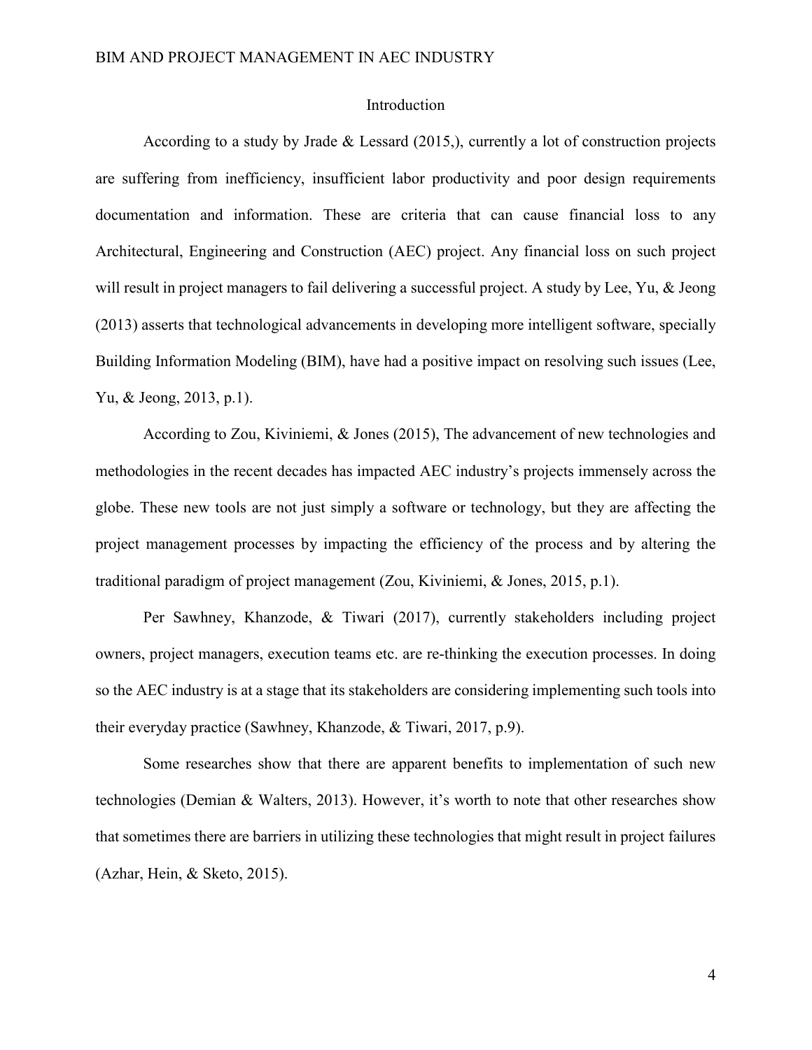## Introduction

According to a study by Jrade & Lessard (2015,), currently a lot of construction projects are suffering from inefficiency, insufficient labor productivity and poor design requirements documentation and information. These are criteria that can cause financial loss to any Architectural, Engineering and Construction (AEC) project. Any financial loss on such project will result in project managers to fail delivering a successful project. A study by Lee, Yu, & Jeong (2013) asserts that technological advancements in developing more intelligent software, specially Building Information Modeling (BIM), have had a positive impact on resolving such issues (Lee, Yu, & Jeong, 2013, p.1).

According to Zou, Kiviniemi, & Jones (2015), The advancement of new technologies and methodologies in the recent decades has impacted AEC industry's projects immensely across the globe. These new tools are not just simply a software or technology, but they are affecting the project management processes by impacting the efficiency of the process and by altering the traditional paradigm of project management (Zou, Kiviniemi, & Jones, 2015, p.1).

Per Sawhney, Khanzode, & Tiwari (2017), currently stakeholders including project owners, project managers, execution teams etc. are re-thinking the execution processes. In doing so the AEC industry is at a stage that its stakeholders are considering implementing such tools into their everyday practice (Sawhney, Khanzode, & Tiwari, 2017, p.9).

Some researches show that there are apparent benefits to implementation of such new technologies (Demian & Walters, 2013). However, it's worth to note that other researches show that sometimes there are barriers in utilizing these technologies that might result in project failures (Azhar, Hein, & Sketo, 2015).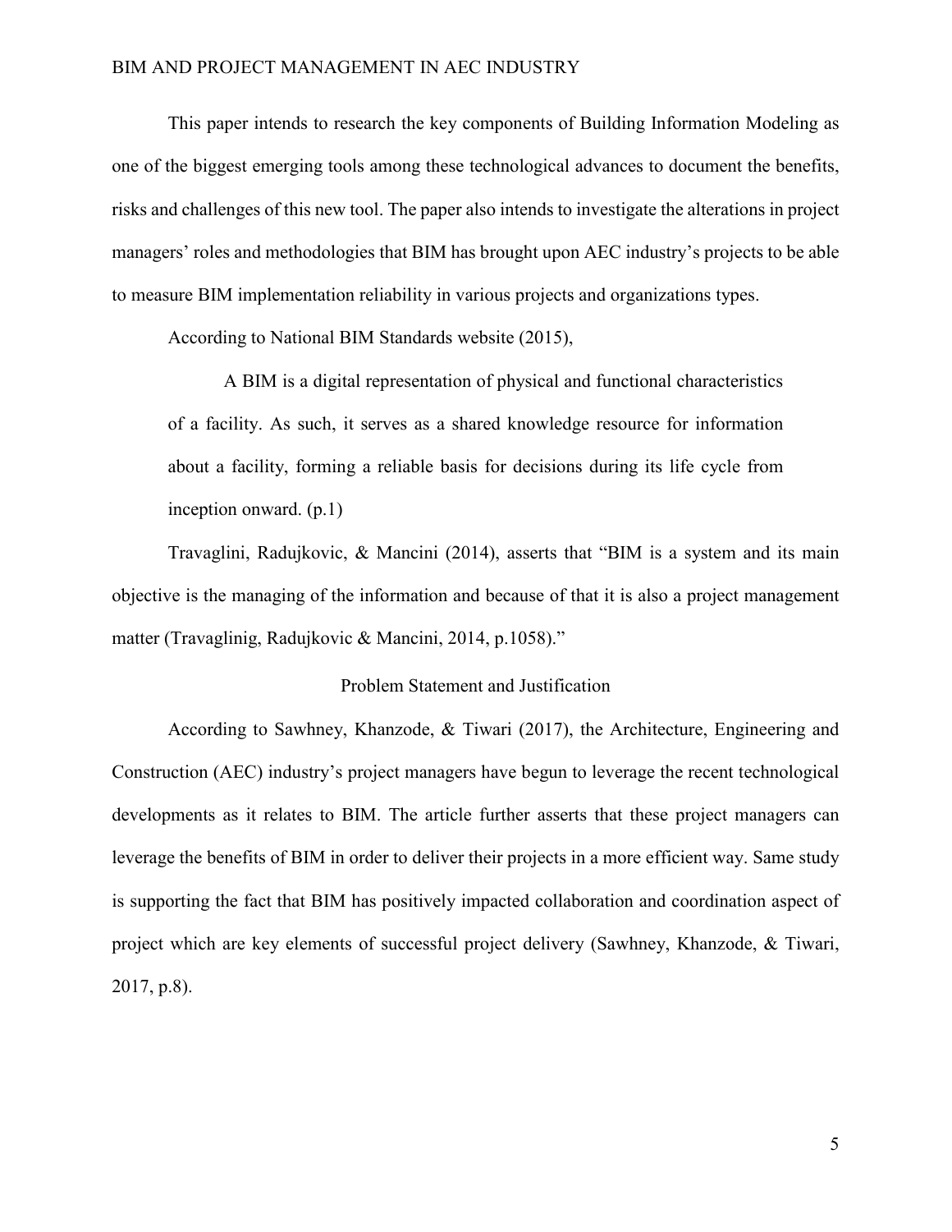This paper intends to research the key components of Building Information Modeling as one of the biggest emerging tools among these technological advances to document the benefits, risks and challenges of this new tool. The paper also intends to investigate the alterations in project managers' roles and methodologies that BIM has brought upon AEC industry's projects to be able to measure BIM implementation reliability in various projects and organizations types.

According to National BIM Standards website (2015),

> A BIM is a digital representation of physical and functional characteristics of a facility. As such, it serves as a shared knowledge resource for information about a facility, forming a reliable basis for decisions during its life cycle from inception onward. (p.1)

Travaglini, Radujkovic, & Mancini (2014), asserts that "BIM is a system and its main objective is the managing of the information and because of that it is also a project management matter (Travaglinig, Radujkovic & Mancini, 2014, p.1058)."

## Problem Statement and Justification

According to Sawhney, Khanzode, & Tiwari (2017), the Architecture, Engineering and Construction (AEC) industry's project managers have begun to leverage the recent technological developments as it relates to BIM. The article further asserts that these project managers can leverage the benefits of BIM in order to deliver their projects in a more efficient way. Same study is supporting the fact that BIM has positively impacted collaboration and coordination aspect of project which are key elements of successful project delivery (Sawhney, Khanzode, & Tiwari, 2017, p.8).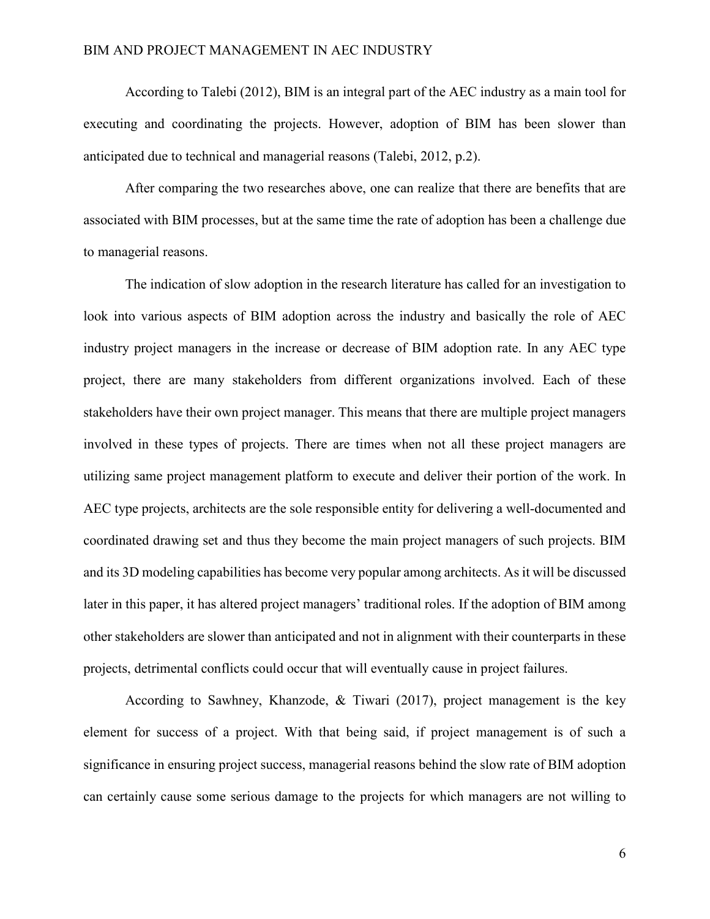According to Talebi (2012), BIM is an integral part of the AEC industry as a main tool for executing and coordinating the projects. However, adoption of BIM has been slower than anticipated due to technical and managerial reasons (Talebi, 2012, p.2).

After comparing the two researches above, one can realize that there are benefits that are associated with BIM processes, but at the same time the rate of adoption has been a challenge due to managerial reasons.

The indication of slow adoption in the research literature has called for an investigation to look into various aspects of BIM adoption across the industry and basically the role of AEC industry project managers in the increase or decrease of BIM adoption rate. In any AEC type project, there are many stakeholders from different organizations involved. Each of these stakeholders have their own project manager. This means that there are multiple project managers involved in these types of projects. There are times when not all these project managers are utilizing same project management platform to execute and deliver their portion of the work. In AEC type projects, architects are the sole responsible entity for delivering a well-documented and coordinated drawing set and thus they become the main project managers of such projects. BIM and its 3D modeling capabilities has become very popular among architects. As it will be discussed later in this paper, it has altered project managers' traditional roles. If the adoption of BIM among other stakeholders are slower than anticipated and not in alignment with their counterparts in these projects, detrimental conflicts could occur that will eventually cause in project failures.

According to Sawhney, Khanzode, & Tiwari (2017), project management is the key element for success of a project. With that being said, if project management is of such a significance in ensuring project success, managerial reasons behind the slow rate of BIM adoption can certainly cause some serious damage to the projects for which managers are not willing to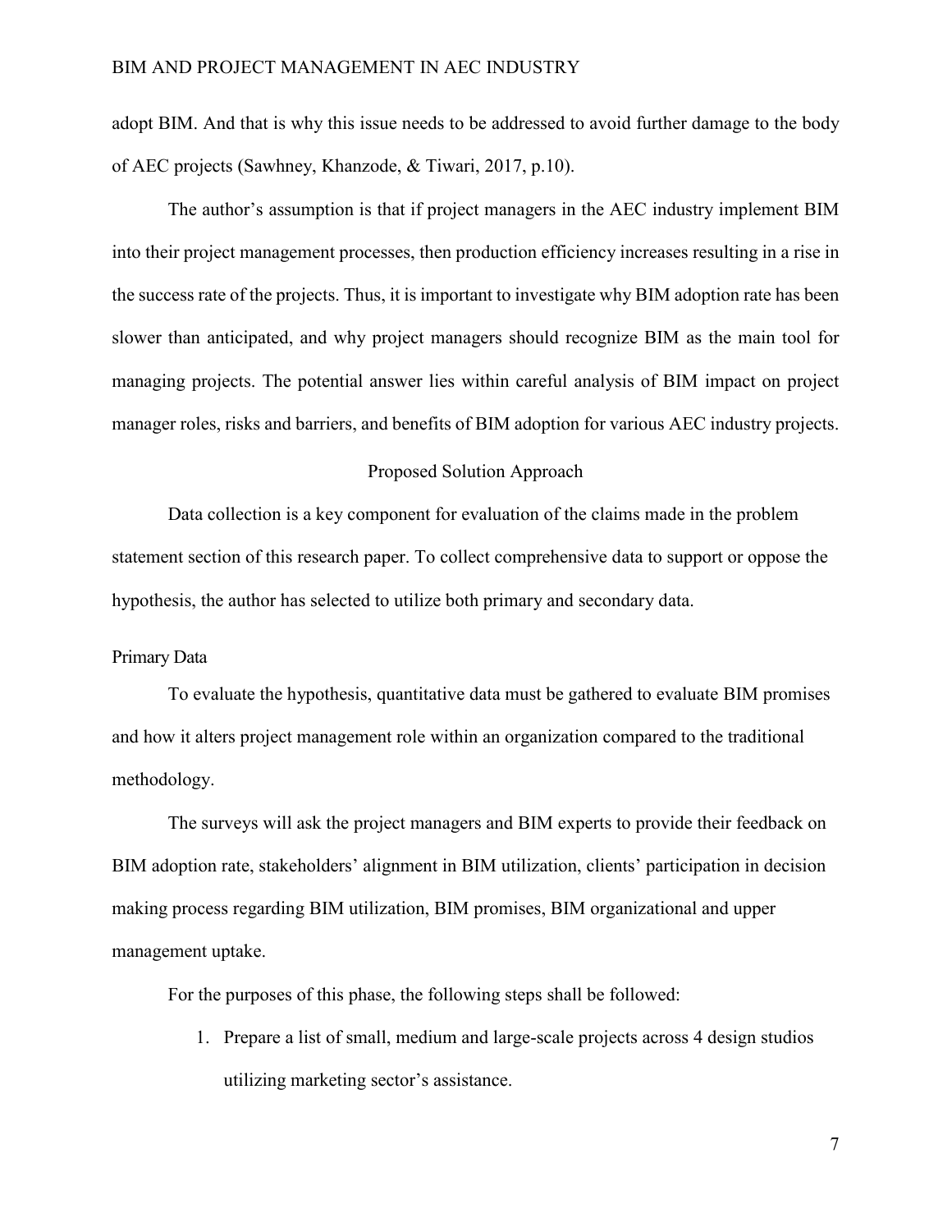adopt BIM. And that is why this issue needs to be addressed to avoid further damage to the body of AEC projects (Sawhney, Khanzode, & Tiwari, 2017, p.10).

The author's assumption is that if project managers in the AEC industry implement BIM into their project management processes, then production efficiency increases resulting in a rise in the success rate of the projects. Thus, it is important to investigate why BIM adoption rate has been slower than anticipated, and why project managers should recognize BIM as the main tool for managing projects. The potential answer lies within careful analysis of BIM impact on project manager roles, risks and barriers, and benefits of BIM adoption for various AEC industry projects.

## Proposed Solution Approach

Data collection is a key component for evaluation of the claims made in the problem statement section of this research paper. To collect comprehensive data to support or oppose the hypothesis, the author has selected to utilize both primary and secondary data.

### Primary Data

To evaluate the hypothesis, quantitative data must be gathered to evaluate BIM promises and how it alters project management role within an organization compared to the traditional methodology.

The surveys will ask the project managers and BIM experts to provide their feedback on BIM adoption rate, stakeholders' alignment in BIM utilization, clients' participation in decision making process regarding BIM utilization, BIM promises, BIM organizational and upper management uptake.

For the purposes of this phase, the following steps shall be followed:

1. Prepare a list of small, medium and large-scale projects across 4 design studios utilizing marketing sector's assistance.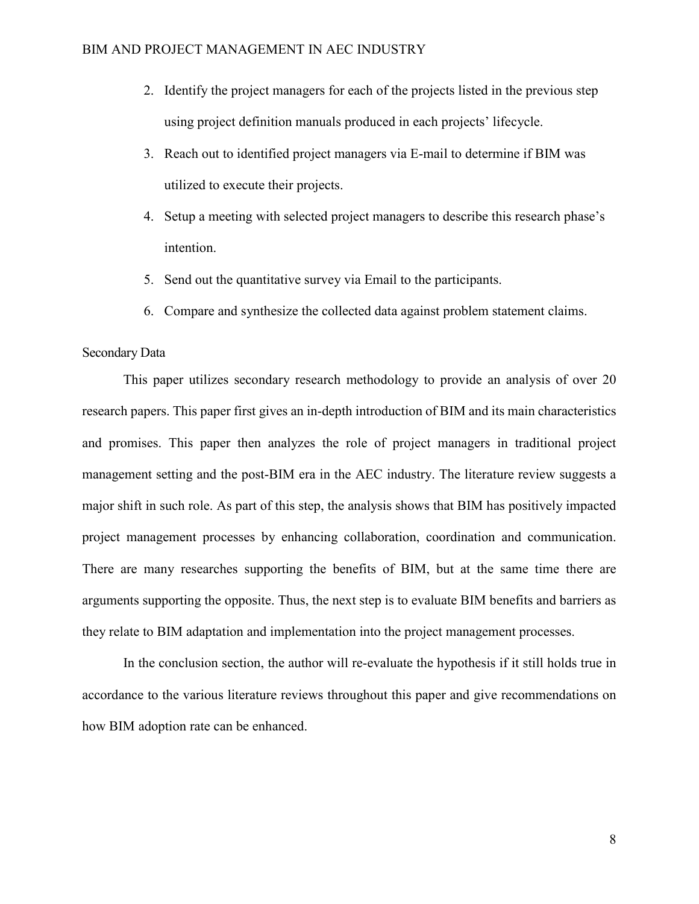2. Identify the project managers for each of the projects listed in the previous step using project definition manuals produced in each projects' lifecycle.
3. Reach out to identified project managers via E-mail to determine if BIM was utilized to execute their projects.
4. Setup a meeting with selected project managers to describe this research phase's intention.
5. Send out the quantitative survey via Email to the participants.
6. Compare and synthesize the collected data against problem statement claims.

### Secondary Data

This paper utilizes secondary research methodology to provide an analysis of over 20 research papers. This paper first gives an in-depth introduction of BIM and its main characteristics and promises. This paper then analyzes the role of project managers in traditional project management setting and the post-BIM era in the AEC industry. The literature review suggests a major shift in such role. As part of this step, the analysis shows that BIM has positively impacted project management processes by enhancing collaboration, coordination and communication. There are many researches supporting the benefits of BIM, but at the same time there are arguments supporting the opposite. Thus, the next step is to evaluate BIM benefits and barriers as they relate to BIM adaptation and implementation into the project management processes.

In the conclusion section, the author will re-evaluate the hypothesis if it still holds true in accordance to the various literature reviews throughout this paper and give recommendations on how BIM adoption rate can be enhanced.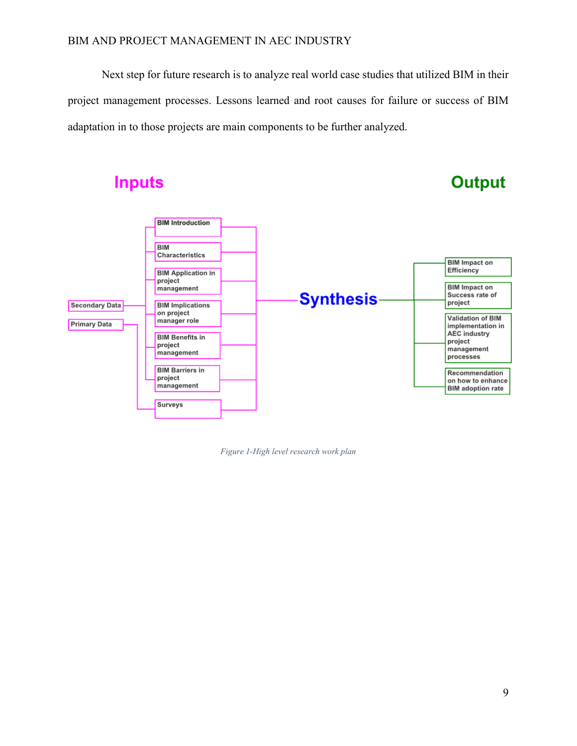Next step for future research is to analyze real world case studies that utilized BIM in their project management processes. Lessons learned and root causes for failure or success of BIM adaptation in to those projects are main components to be further analyzed.

Inputs

Output

Secondary Data

Primary Data

BIM Introduction

BIM Characteristics

BIM Application in project management

BIM Implications on project manager role

BIM Benefits in project management

BIM Barriers in project management

Surveys

Synthesis

BIM Impact on Efficiency

BIM Impact on Success rate of project

Validation of BIM implementation in AEC industry project management processes

Recommendation on how to enhance BIM adoption rate

*Figure 1-High level research work plan*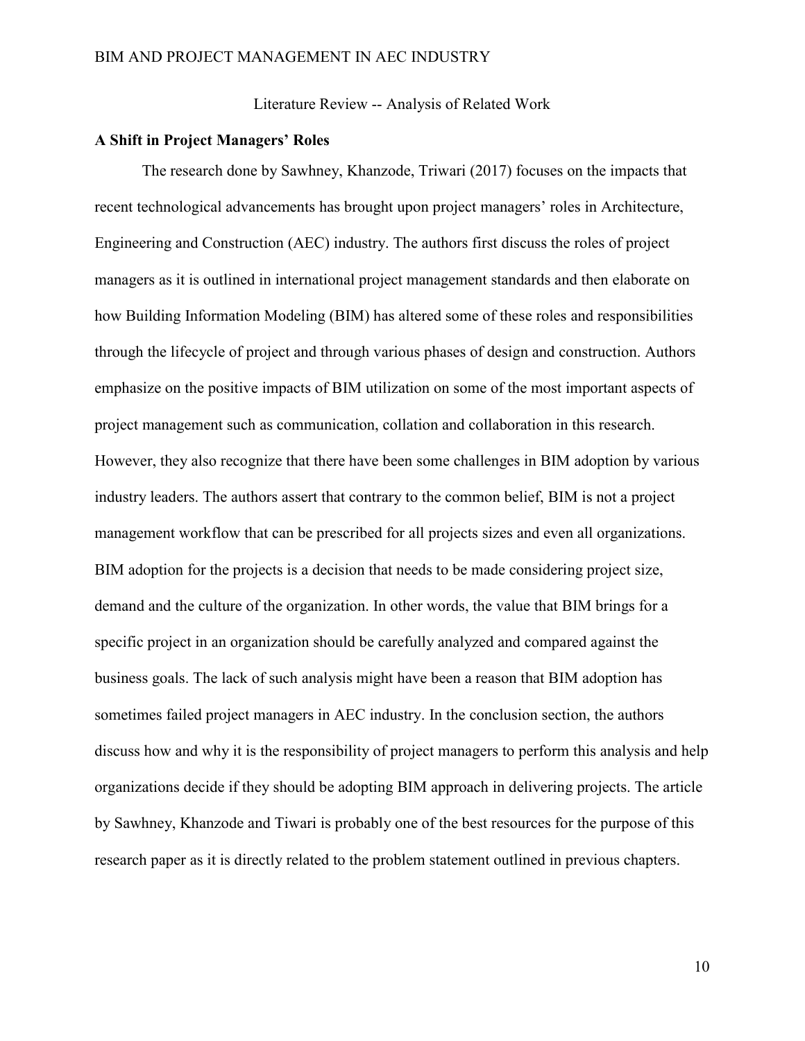## Literature Review -- Analysis of Related Work

### A Shift in Project Managers' Roles

The research done by Sawhney, Khanzode, Triwari (2017) focuses on the impacts that recent technological advancements has brought upon project managers' roles in Architecture, Engineering and Construction (AEC) industry. The authors first discuss the roles of project managers as it is outlined in international project management standards and then elaborate on how Building Information Modeling (BIM) has altered some of these roles and responsibilities through the lifecycle of project and through various phases of design and construction. Authors emphasize on the positive impacts of BIM utilization on some of the most important aspects of project management such as communication, collation and collaboration in this research. However, they also recognize that there have been some challenges in BIM adoption by various industry leaders. The authors assert that contrary to the common belief, BIM is not a project management workflow that can be prescribed for all projects sizes and even all organizations. BIM adoption for the projects is a decision that needs to be made considering project size, demand and the culture of the organization. In other words, the value that BIM brings for a specific project in an organization should be carefully analyzed and compared against the business goals. The lack of such analysis might have been a reason that BIM adoption has sometimes failed project managers in AEC industry. In the conclusion section, the authors discuss how and why it is the responsibility of project managers to perform this analysis and help organizations decide if they should be adopting BIM approach in delivering projects. The article by Sawhney, Khanzode and Tiwari is probably one of the best resources for the purpose of this research paper as it is directly related to the problem statement outlined in previous chapters.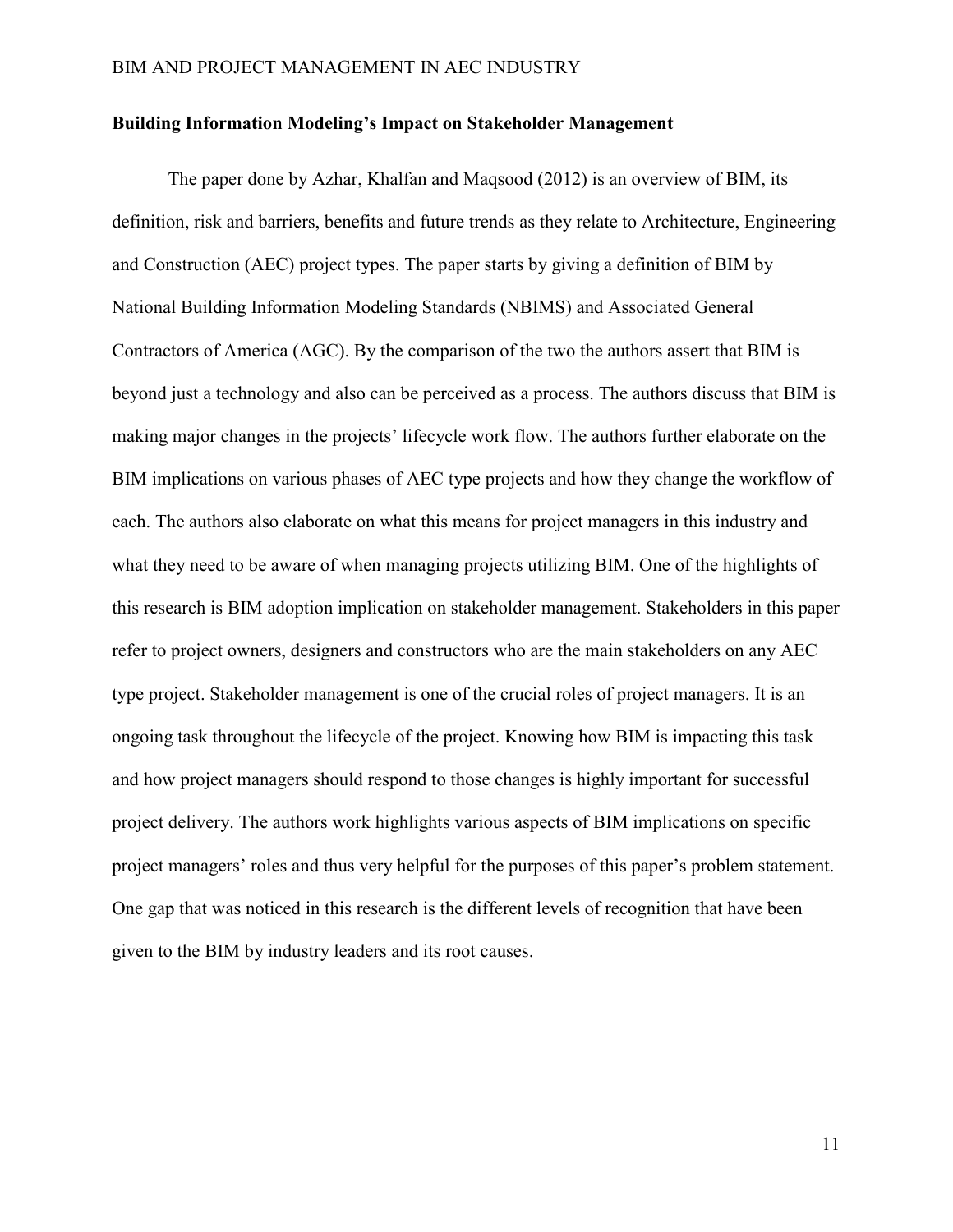**Building Information Modeling's Impact on Stakeholder Management**

The paper done by Azhar, Khalfan and Maqsood (2012) is an overview of BIM, its definition, risk and barriers, benefits and future trends as they relate to Architecture, Engineering and Construction (AEC) project types. The paper starts by giving a definition of BIM by National Building Information Modeling Standards (NBIMS) and Associated General Contractors of America (AGC). By the comparison of the two the authors assert that BIM is beyond just a technology and also can be perceived as a process. The authors discuss that BIM is making major changes in the projects' lifecycle work flow. The authors further elaborate on the BIM implications on various phases of AEC type projects and how they change the workflow of each. The authors also elaborate on what this means for project managers in this industry and what they need to be aware of when managing projects utilizing BIM. One of the highlights of this research is BIM adoption implication on stakeholder management. Stakeholders in this paper refer to project owners, designers and constructors who are the main stakeholders on any AEC type project. Stakeholder management is one of the crucial roles of project managers. It is an ongoing task throughout the lifecycle of the project. Knowing how BIM is impacting this task and how project managers should respond to those changes is highly important for successful project delivery. The authors work highlights various aspects of BIM implications on specific project managers' roles and thus very helpful for the purposes of this paper's problem statement. One gap that was noticed in this research is the different levels of recognition that have been given to the BIM by industry leaders and its root causes.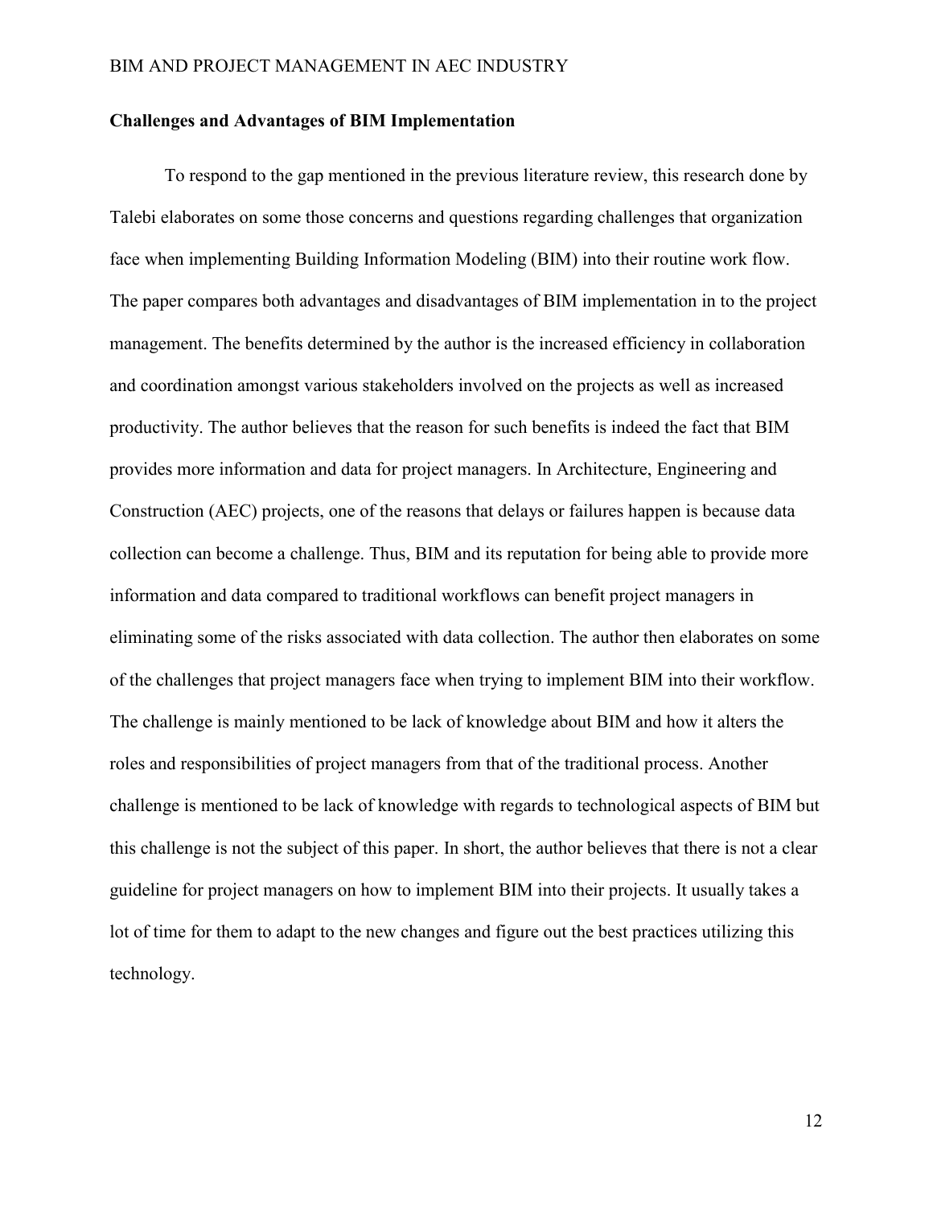## Challenges and Advantages of BIM Implementation

To respond to the gap mentioned in the previous literature review, this research done by Talebi elaborates on some those concerns and questions regarding challenges that organization face when implementing Building Information Modeling (BIM) into their routine work flow. The paper compares both advantages and disadvantages of BIM implementation in to the project management. The benefits determined by the author is the increased efficiency in collaboration and coordination amongst various stakeholders involved on the projects as well as increased productivity. The author believes that the reason for such benefits is indeed the fact that BIM provides more information and data for project managers. In Architecture, Engineering and Construction (AEC) projects, one of the reasons that delays or failures happen is because data collection can become a challenge. Thus, BIM and its reputation for being able to provide more information and data compared to traditional workflows can benefit project managers in eliminating some of the risks associated with data collection. The author then elaborates on some of the challenges that project managers face when trying to implement BIM into their workflow. The challenge is mainly mentioned to be lack of knowledge about BIM and how it alters the roles and responsibilities of project managers from that of the traditional process. Another challenge is mentioned to be lack of knowledge with regards to technological aspects of BIM but this challenge is not the subject of this paper. In short, the author believes that there is not a clear guideline for project managers on how to implement BIM into their projects. It usually takes a lot of time for them to adapt to the new changes and figure out the best practices utilizing this technology.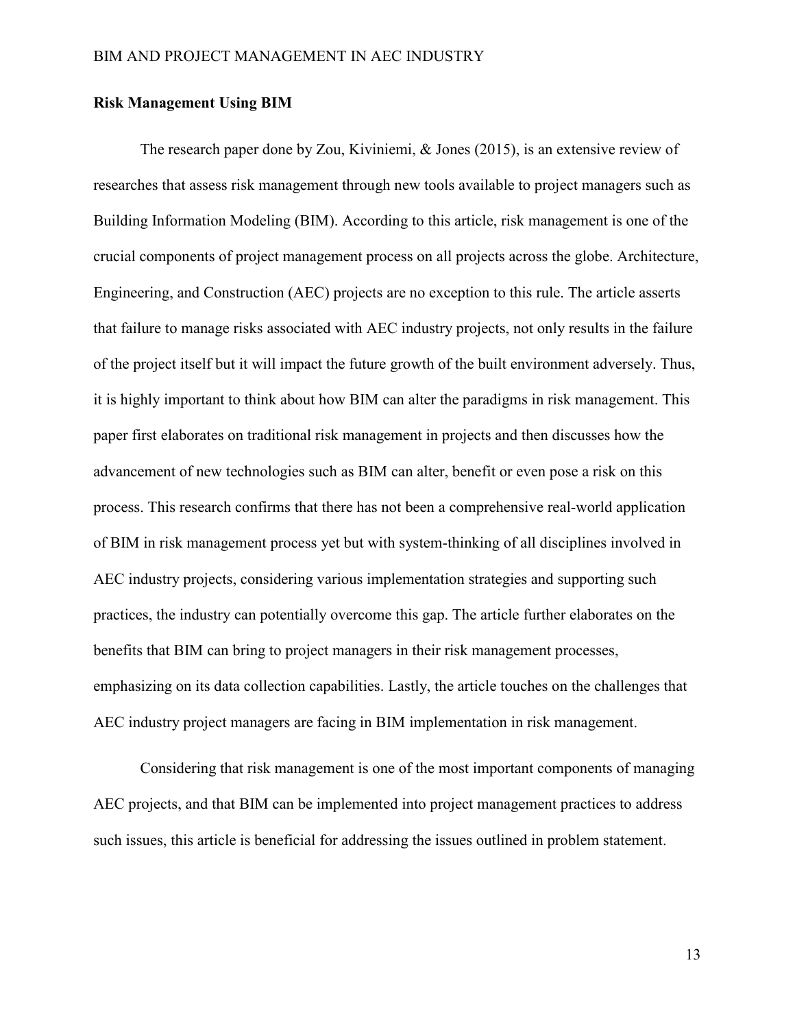**Risk Management Using BIM**

The research paper done by Zou, Kiviniemi, & Jones (2015), is an extensive review of researches that assess risk management through new tools available to project managers such as Building Information Modeling (BIM). According to this article, risk management is one of the crucial components of project management process on all projects across the globe. Architecture, Engineering, and Construction (AEC) projects are no exception to this rule. The article asserts that failure to manage risks associated with AEC industry projects, not only results in the failure of the project itself but it will impact the future growth of the built environment adversely. Thus, it is highly important to think about how BIM can alter the paradigms in risk management. This paper first elaborates on traditional risk management in projects and then discusses how the advancement of new technologies such as BIM can alter, benefit or even pose a risk on this process. This research confirms that there has not been a comprehensive real-world application of BIM in risk management process yet but with system-thinking of all disciplines involved in AEC industry projects, considering various implementation strategies and supporting such practices, the industry can potentially overcome this gap. The article further elaborates on the benefits that BIM can bring to project managers in their risk management processes, emphasizing on its data collection capabilities. Lastly, the article touches on the challenges that AEC industry project managers are facing in BIM implementation in risk management.

Considering that risk management is one of the most important components of managing AEC projects, and that BIM can be implemented into project management practices to address such issues, this article is beneficial for addressing the issues outlined in problem statement.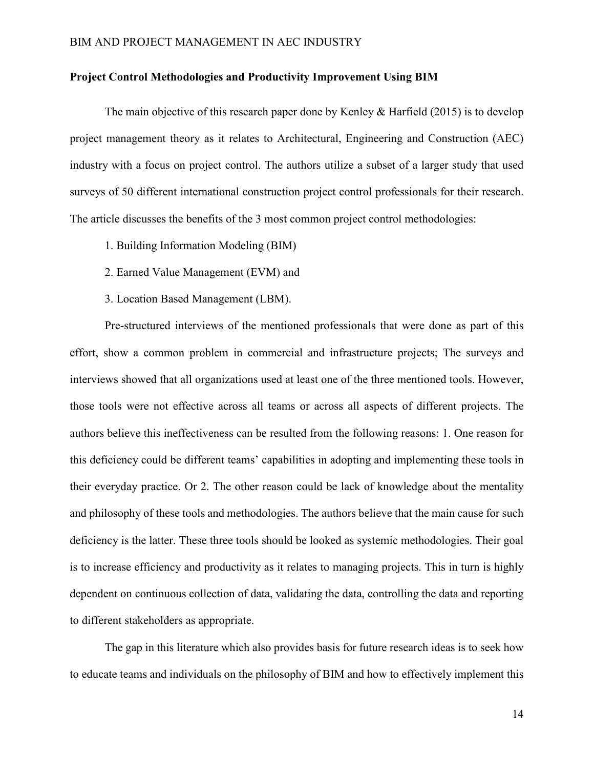**Project Control Methodologies and Productivity Improvement Using BIM**

The main objective of this research paper done by Kenley & Harfield (2015) is to develop project management theory as it relates to Architectural, Engineering and Construction (AEC) industry with a focus on project control. The authors utilize a subset of a larger study that used surveys of 50 different international construction project control professionals for their research. The article discusses the benefits of the 3 most common project control methodologies:

1. Building Information Modeling (BIM)
2. Earned Value Management (EVM) and
3. Location Based Management (LBM).

Pre-structured interviews of the mentioned professionals that were done as part of this effort, show a common problem in commercial and infrastructure projects; The surveys and interviews showed that all organizations used at least one of the three mentioned tools. However, those tools were not effective across all teams or across all aspects of different projects. The authors believe this ineffectiveness can be resulted from the following reasons: 1. One reason for this deficiency could be different teams' capabilities in adopting and implementing these tools in their everyday practice. Or 2. The other reason could be lack of knowledge about the mentality and philosophy of these tools and methodologies. The authors believe that the main cause for such deficiency is the latter. These three tools should be looked as systemic methodologies. Their goal is to increase efficiency and productivity as it relates to managing projects. This in turn is highly dependent on continuous collection of data, validating the data, controlling the data and reporting to different stakeholders as appropriate.

The gap in this literature which also provides basis for future research ideas is to seek how to educate teams and individuals on the philosophy of BIM and how to effectively implement this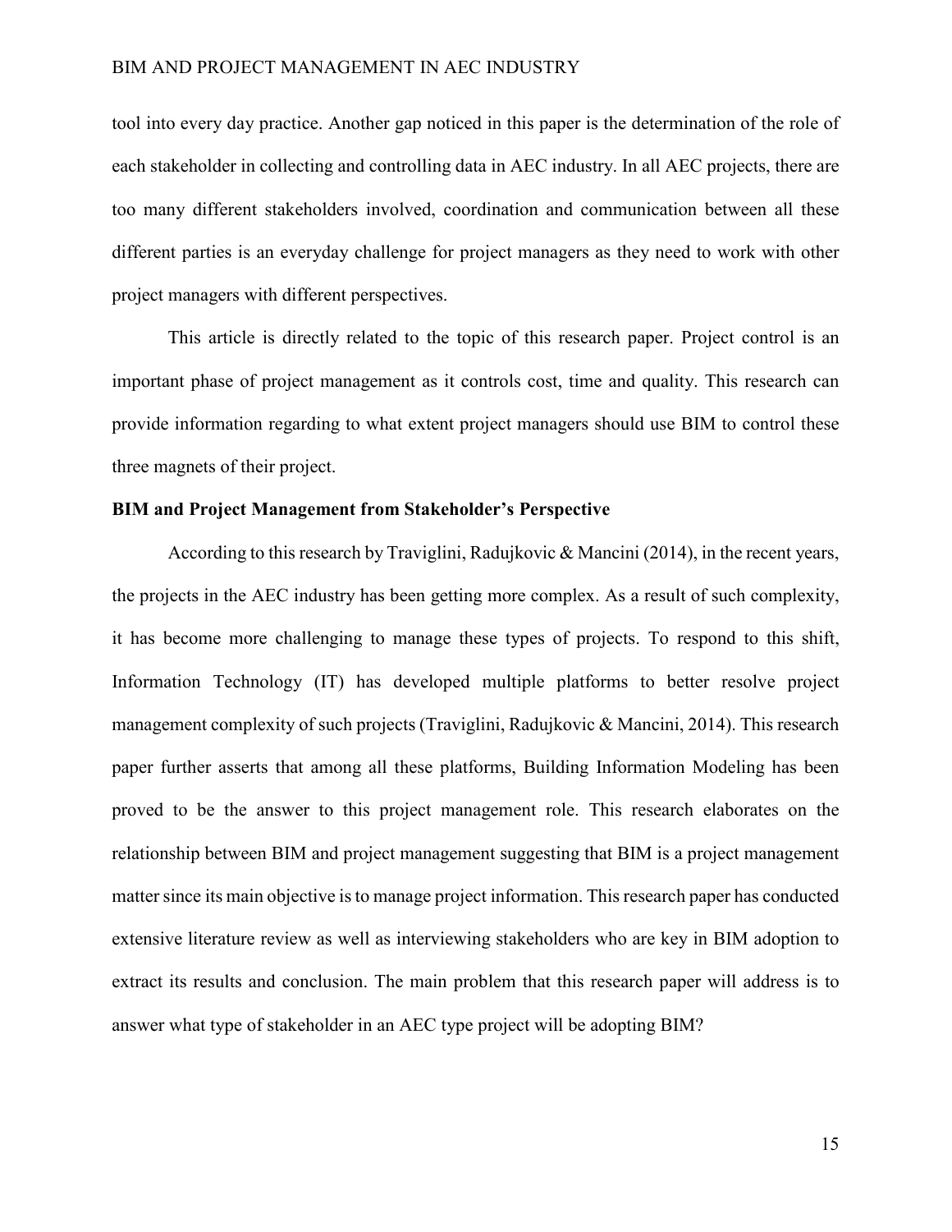tool into every day practice. Another gap noticed in this paper is the determination of the role of each stakeholder in collecting and controlling data in AEC industry. In all AEC projects, there are too many different stakeholders involved, coordination and communication between all these different parties is an everyday challenge for project managers as they need to work with other project managers with different perspectives.

This article is directly related to the topic of this research paper. Project control is an important phase of project management as it controls cost, time and quality. This research can provide information regarding to what extent project managers should use BIM to control these three magnets of their project.

**BIM and Project Management from Stakeholder's Perspective**

According to this research by Traviglini, Radujkovic & Mancini (2014), in the recent years, the projects in the AEC industry has been getting more complex. As a result of such complexity, it has become more challenging to manage these types of projects. To respond to this shift, Information Technology (IT) has developed multiple platforms to better resolve project management complexity of such projects (Traviglini, Radujkovic & Mancini, 2014). This research paper further asserts that among all these platforms, Building Information Modeling has been proved to be the answer to this project management role. This research elaborates on the relationship between BIM and project management suggesting that BIM is a project management matter since its main objective is to manage project information. This research paper has conducted extensive literature review as well as interviewing stakeholders who are key in BIM adoption to extract its results and conclusion. The main problem that this research paper will address is to answer what type of stakeholder in an AEC type project will be adopting BIM?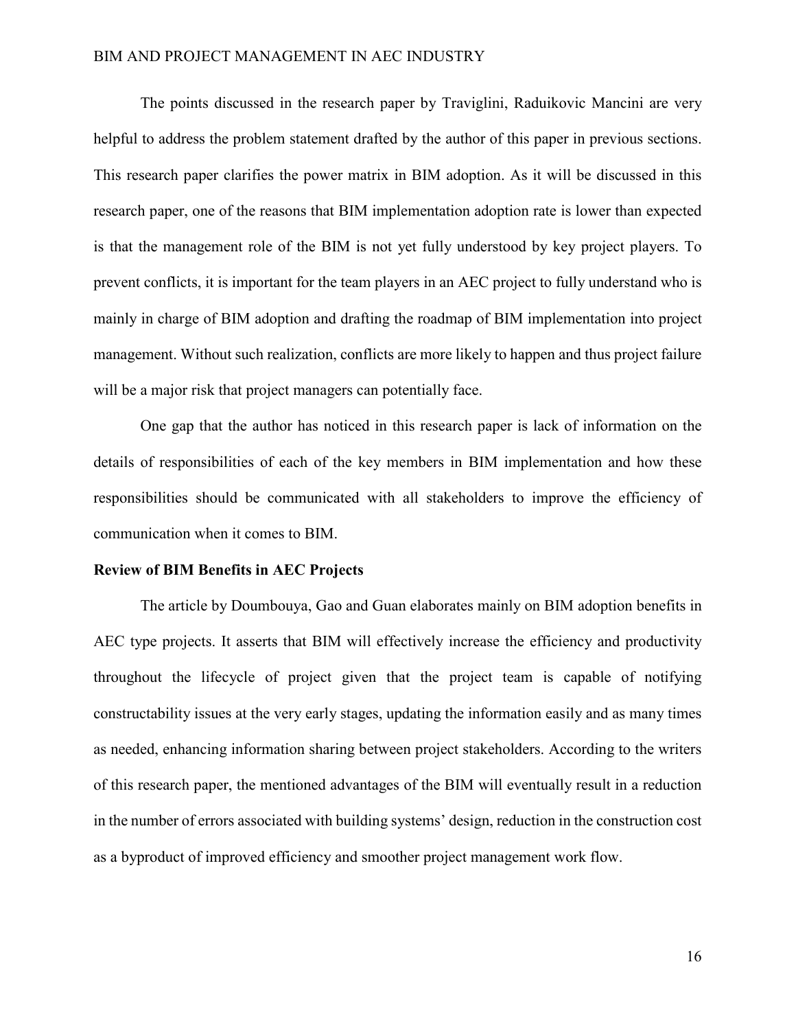The points discussed in the research paper by Traviglini, Raduikovic Mancini are very helpful to address the problem statement drafted by the author of this paper in previous sections. This research paper clarifies the power matrix in BIM adoption. As it will be discussed in this research paper, one of the reasons that BIM implementation adoption rate is lower than expected is that the management role of the BIM is not yet fully understood by key project players. To prevent conflicts, it is important for the team players in an AEC project to fully understand who is mainly in charge of BIM adoption and drafting the roadmap of BIM implementation into project management. Without such realization, conflicts are more likely to happen and thus project failure will be a major risk that project managers can potentially face.

One gap that the author has noticed in this research paper is lack of information on the details of responsibilities of each of the key members in BIM implementation and how these responsibilities should be communicated with all stakeholders to improve the efficiency of communication when it comes to BIM.

**Review of BIM Benefits in AEC Projects**

The article by Doumbouya, Gao and Guan elaborates mainly on BIM adoption benefits in AEC type projects. It asserts that BIM will effectively increase the efficiency and productivity throughout the lifecycle of project given that the project team is capable of notifying constructability issues at the very early stages, updating the information easily and as many times as needed, enhancing information sharing between project stakeholders. According to the writers of this research paper, the mentioned advantages of the BIM will eventually result in a reduction in the number of errors associated with building systems' design, reduction in the construction cost as a byproduct of improved efficiency and smoother project management work flow.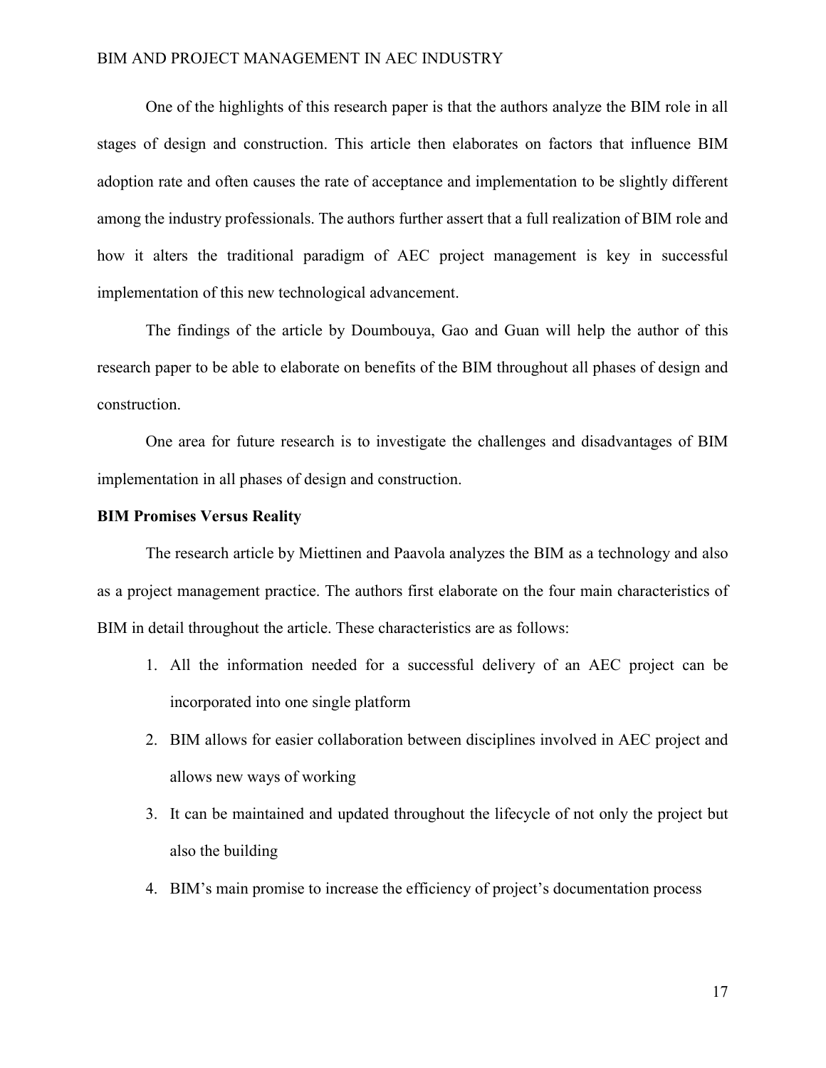One of the highlights of this research paper is that the authors analyze the BIM role in all stages of design and construction. This article then elaborates on factors that influence BIM adoption rate and often causes the rate of acceptance and implementation to be slightly different among the industry professionals. The authors further assert that a full realization of BIM role and how it alters the traditional paradigm of AEC project management is key in successful implementation of this new technological advancement.

The findings of the article by Doumbouya, Gao and Guan will help the author of this research paper to be able to elaborate on benefits of the BIM throughout all phases of design and construction.

One area for future research is to investigate the challenges and disadvantages of BIM implementation in all phases of design and construction.

**BIM Promises Versus Reality**

The research article by Miettinen and Paavola analyzes the BIM as a technology and also as a project management practice. The authors first elaborate on the four main characteristics of BIM in detail throughout the article. These characteristics are as follows:

1. All the information needed for a successful delivery of an AEC project can be incorporated into one single platform
2. BIM allows for easier collaboration between disciplines involved in AEC project and allows new ways of working
3. It can be maintained and updated throughout the lifecycle of not only the project but also the building
4. BIM's main promise to increase the efficiency of project's documentation process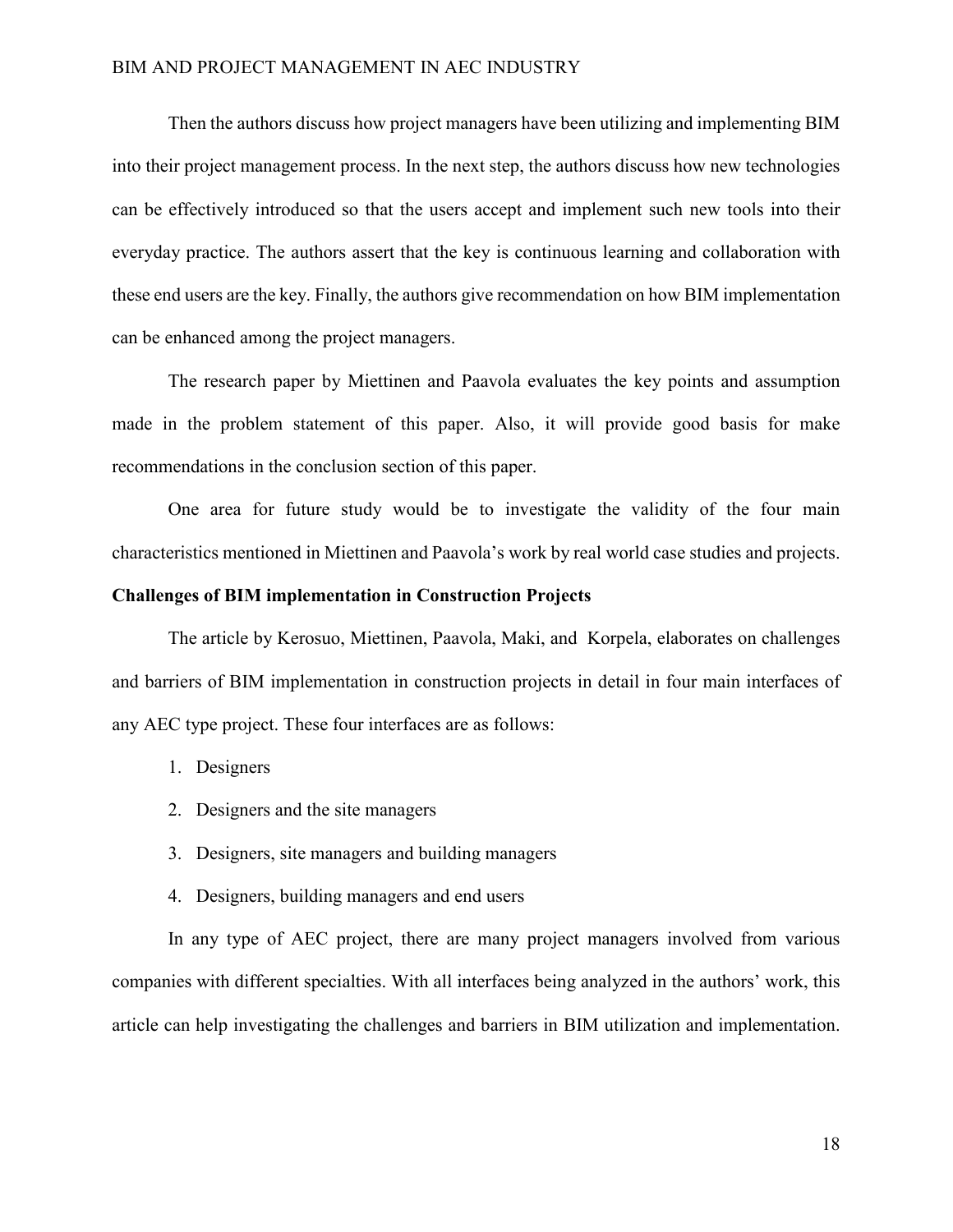Then the authors discuss how project managers have been utilizing and implementing BIM into their project management process. In the next step, the authors discuss how new technologies can be effectively introduced so that the users accept and implement such new tools into their everyday practice. The authors assert that the key is continuous learning and collaboration with these end users are the key. Finally, the authors give recommendation on how BIM implementation can be enhanced among the project managers.

The research paper by Miettinen and Paavola evaluates the key points and assumption made in the problem statement of this paper. Also, it will provide good basis for make recommendations in the conclusion section of this paper.

One area for future study would be to investigate the validity of the four main characteristics mentioned in Miettinen and Paavola's work by real world case studies and projects.

**Challenges of BIM implementation in Construction Projects**

The article by Kerosuo, Miettinen, Paavola, Maki, and Korpela, elaborates on challenges and barriers of BIM implementation in construction projects in detail in four main interfaces of any AEC type project. These four interfaces are as follows:

1. Designers
2. Designers and the site managers
3. Designers, site managers and building managers
4. Designers, building managers and end users

In any type of AEC project, there are many project managers involved from various companies with different specialties. With all interfaces being analyzed in the authors' work, this article can help investigating the challenges and barriers in BIM utilization and implementation.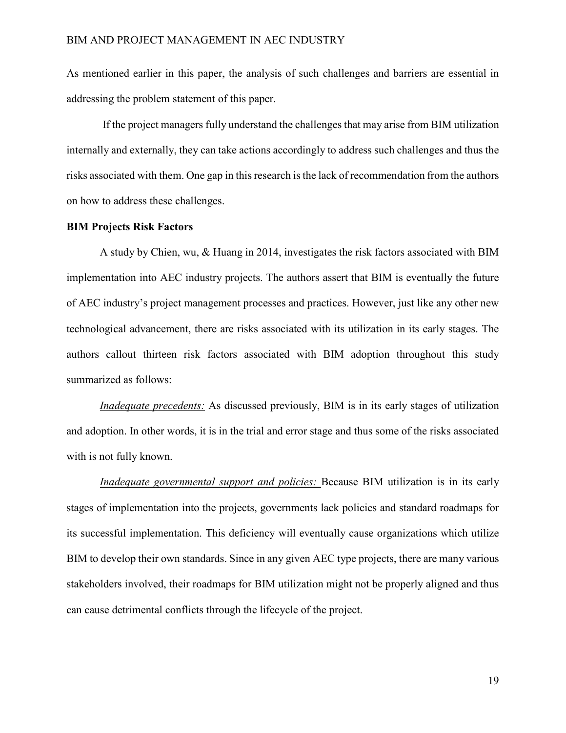As mentioned earlier in this paper, the analysis of such challenges and barriers are essential in addressing the problem statement of this paper.

If the project managers fully understand the challenges that may arise from BIM utilization internally and externally, they can take actions accordingly to address such challenges and thus the risks associated with them. One gap in this research is the lack of recommendation from the authors on how to address these challenges.

**BIM Projects Risk Factors**

A study by Chien, wu, & Huang in 2014, investigates the risk factors associated with BIM implementation into AEC industry projects. The authors assert that BIM is eventually the future of AEC industry's project management processes and practices. However, just like any other new technological advancement, there are risks associated with its utilization in its early stages. The authors callout thirteen risk factors associated with BIM adoption throughout this study summarized as follows:

*Inadequate precedents:* As discussed previously, BIM is in its early stages of utilization and adoption. In other words, it is in the trial and error stage and thus some of the risks associated with is not fully known.

*Inadequate governmental support and policies:* Because BIM utilization is in its early stages of implementation into the projects, governments lack policies and standard roadmaps for its successful implementation. This deficiency will eventually cause organizations which utilize BIM to develop their own standards. Since in any given AEC type projects, there are many various stakeholders involved, their roadmaps for BIM utilization might not be properly aligned and thus can cause detrimental conflicts through the lifecycle of the project.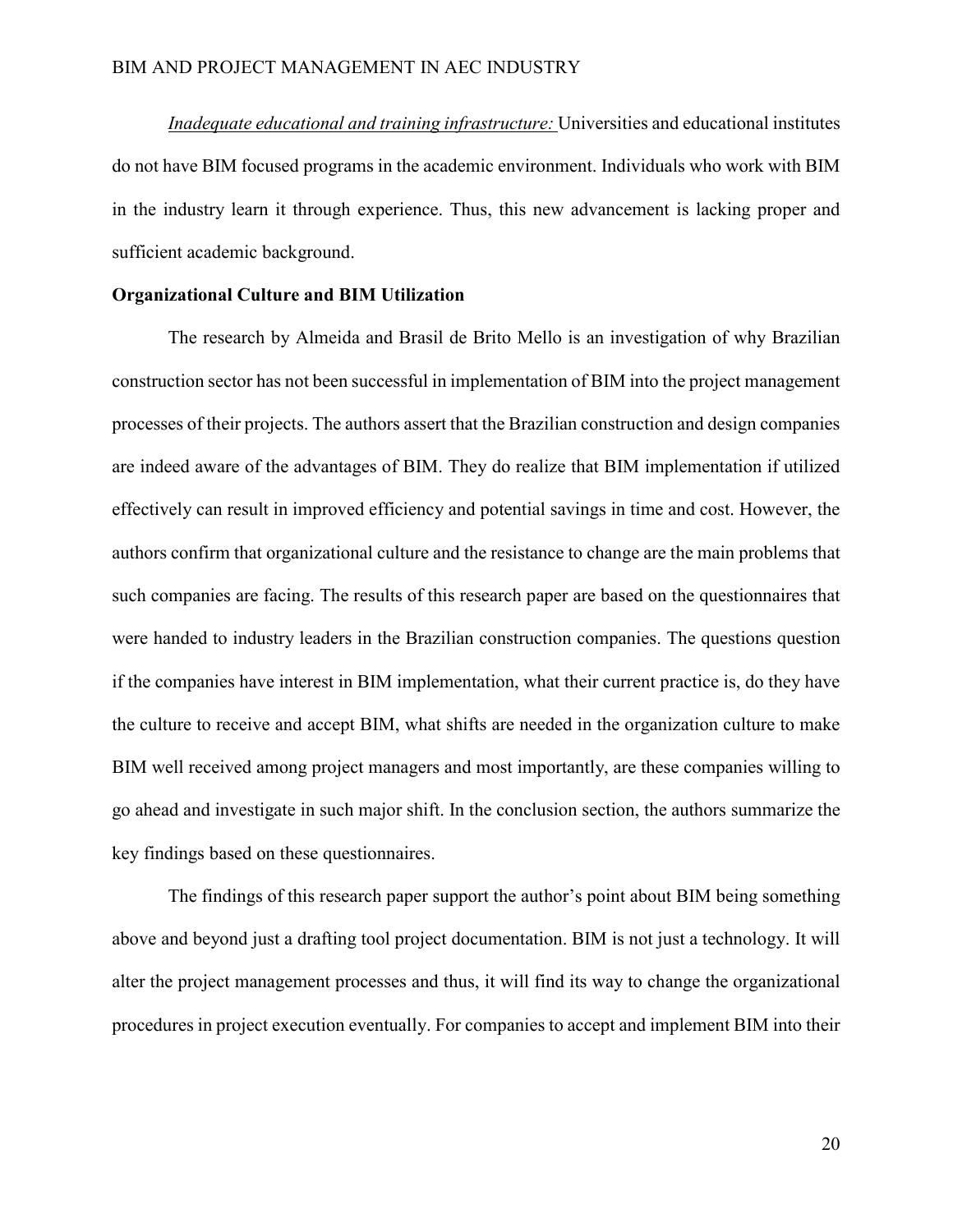*Inadequate educational and training infrastructure:* Universities and educational institutes do not have BIM focused programs in the academic environment. Individuals who work with BIM in the industry learn it through experience. Thus, this new advancement is lacking proper and sufficient academic background.

**Organizational Culture and BIM Utilization**

The research by Almeida and Brasil de Brito Mello is an investigation of why Brazilian construction sector has not been successful in implementation of BIM into the project management processes of their projects. The authors assert that the Brazilian construction and design companies are indeed aware of the advantages of BIM. They do realize that BIM implementation if utilized effectively can result in improved efficiency and potential savings in time and cost. However, the authors confirm that organizational culture and the resistance to change are the main problems that such companies are facing. The results of this research paper are based on the questionnaires that were handed to industry leaders in the Brazilian construction companies. The questions question if the companies have interest in BIM implementation, what their current practice is, do they have the culture to receive and accept BIM, what shifts are needed in the organization culture to make BIM well received among project managers and most importantly, are these companies willing to go ahead and investigate in such major shift. In the conclusion section, the authors summarize the key findings based on these questionnaires.

The findings of this research paper support the author's point about BIM being something above and beyond just a drafting tool project documentation. BIM is not just a technology. It will alter the project management processes and thus, it will find its way to change the organizational procedures in project execution eventually. For companies to accept and implement BIM into their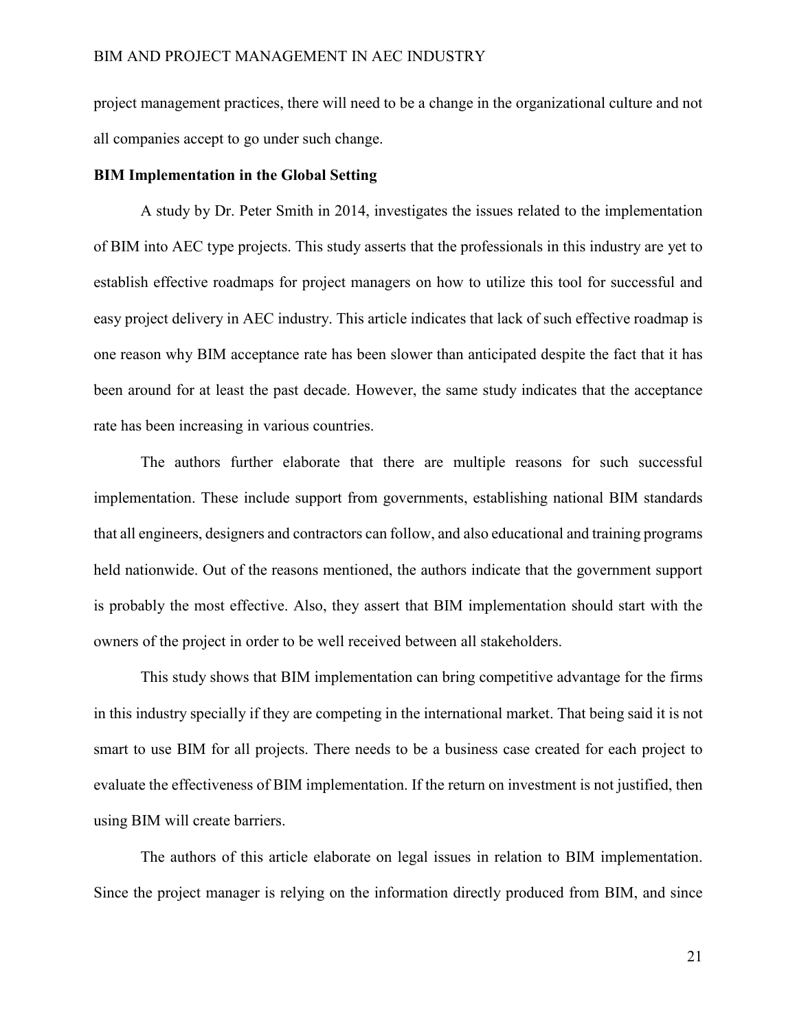project management practices, there will need to be a change in the organizational culture and not all companies accept to go under such change.

**BIM Implementation in the Global Setting**

A study by Dr. Peter Smith in 2014, investigates the issues related to the implementation of BIM into AEC type projects. This study asserts that the professionals in this industry are yet to establish effective roadmaps for project managers on how to utilize this tool for successful and easy project delivery in AEC industry. This article indicates that lack of such effective roadmap is one reason why BIM acceptance rate has been slower than anticipated despite the fact that it has been around for at least the past decade. However, the same study indicates that the acceptance rate has been increasing in various countries.

The authors further elaborate that there are multiple reasons for such successful implementation. These include support from governments, establishing national BIM standards that all engineers, designers and contractors can follow, and also educational and training programs held nationwide. Out of the reasons mentioned, the authors indicate that the government support is probably the most effective. Also, they assert that BIM implementation should start with the owners of the project in order to be well received between all stakeholders.

This study shows that BIM implementation can bring competitive advantage for the firms in this industry specially if they are competing in the international market. That being said it is not smart to use BIM for all projects. There needs to be a business case created for each project to evaluate the effectiveness of BIM implementation. If the return on investment is not justified, then using BIM will create barriers.

The authors of this article elaborate on legal issues in relation to BIM implementation. Since the project manager is relying on the information directly produced from BIM, and since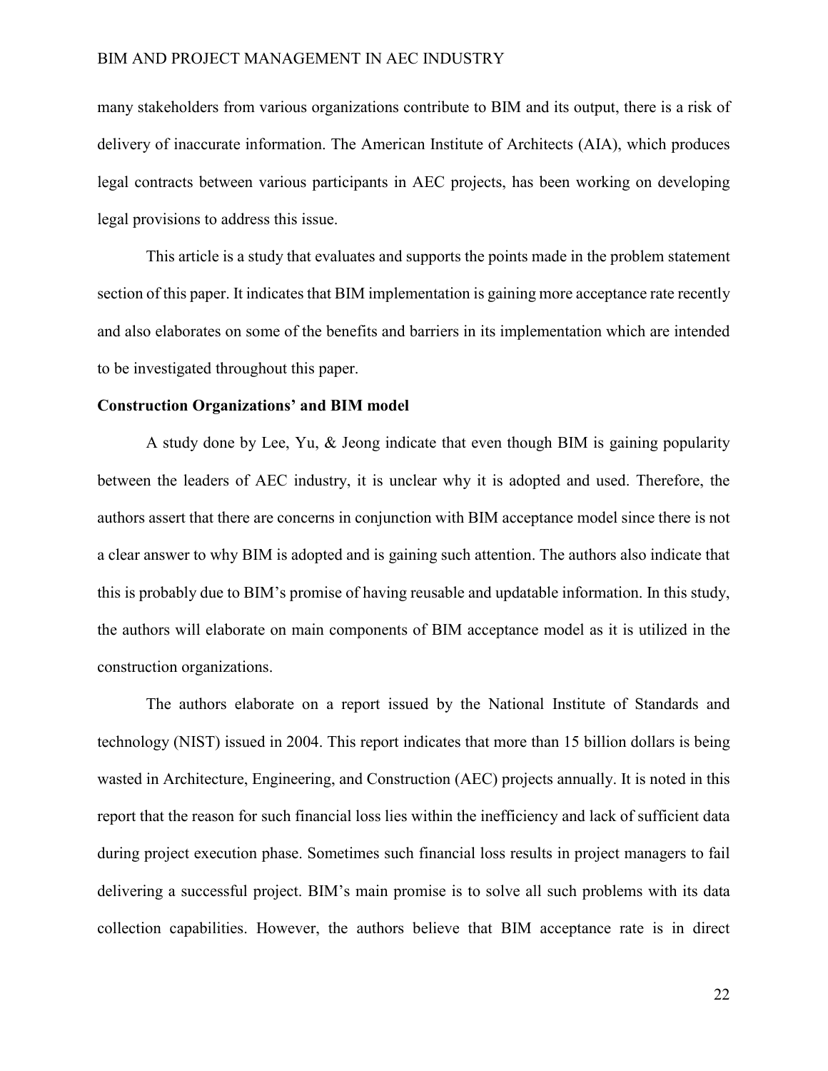many stakeholders from various organizations contribute to BIM and its output, there is a risk of delivery of inaccurate information. The American Institute of Architects (AIA), which produces legal contracts between various participants in AEC projects, has been working on developing legal provisions to address this issue.

This article is a study that evaluates and supports the points made in the problem statement section of this paper. It indicates that BIM implementation is gaining more acceptance rate recently and also elaborates on some of the benefits and barriers in its implementation which are intended to be investigated throughout this paper.

**Construction Organizations' and BIM model**

A study done by Lee, Yu, & Jeong indicate that even though BIM is gaining popularity between the leaders of AEC industry, it is unclear why it is adopted and used. Therefore, the authors assert that there are concerns in conjunction with BIM acceptance model since there is not a clear answer to why BIM is adopted and is gaining such attention. The authors also indicate that this is probably due to BIM's promise of having reusable and updatable information. In this study, the authors will elaborate on main components of BIM acceptance model as it is utilized in the construction organizations.

The authors elaborate on a report issued by the National Institute of Standards and technology (NIST) issued in 2004. This report indicates that more than 15 billion dollars is being wasted in Architecture, Engineering, and Construction (AEC) projects annually. It is noted in this report that the reason for such financial loss lies within the inefficiency and lack of sufficient data during project execution phase. Sometimes such financial loss results in project managers to fail delivering a successful project. BIM's main promise is to solve all such problems with its data collection capabilities. However, the authors believe that BIM acceptance rate is in direct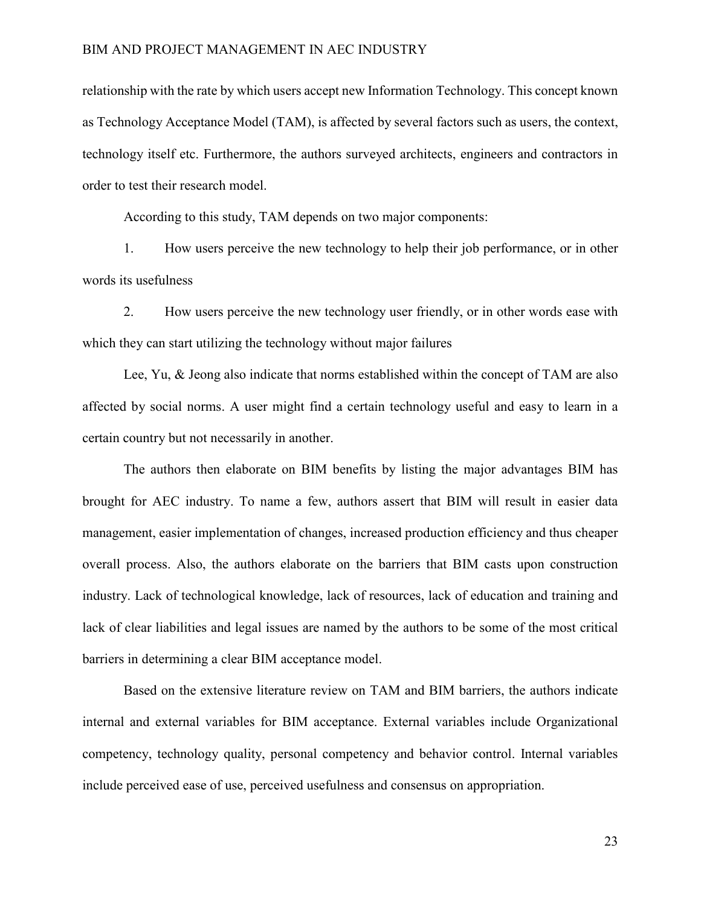relationship with the rate by which users accept new Information Technology. This concept known as Technology Acceptance Model (TAM), is affected by several factors such as users, the context, technology itself etc. Furthermore, the authors surveyed architects, engineers and contractors in order to test their research model.

According to this study, TAM depends on two major components:

1. How users perceive the new technology to help their job performance, or in other words its usefulness

2. How users perceive the new technology user friendly, or in other words ease with which they can start utilizing the technology without major failures

Lee, Yu, & Jeong also indicate that norms established within the concept of TAM are also affected by social norms. A user might find a certain technology useful and easy to learn in a certain country but not necessarily in another.

The authors then elaborate on BIM benefits by listing the major advantages BIM has brought for AEC industry. To name a few, authors assert that BIM will result in easier data management, easier implementation of changes, increased production efficiency and thus cheaper overall process. Also, the authors elaborate on the barriers that BIM casts upon construction industry. Lack of technological knowledge, lack of resources, lack of education and training and lack of clear liabilities and legal issues are named by the authors to be some of the most critical barriers in determining a clear BIM acceptance model.

Based on the extensive literature review on TAM and BIM barriers, the authors indicate internal and external variables for BIM acceptance. External variables include Organizational competency, technology quality, personal competency and behavior control. Internal variables include perceived ease of use, perceived usefulness and consensus on appropriation.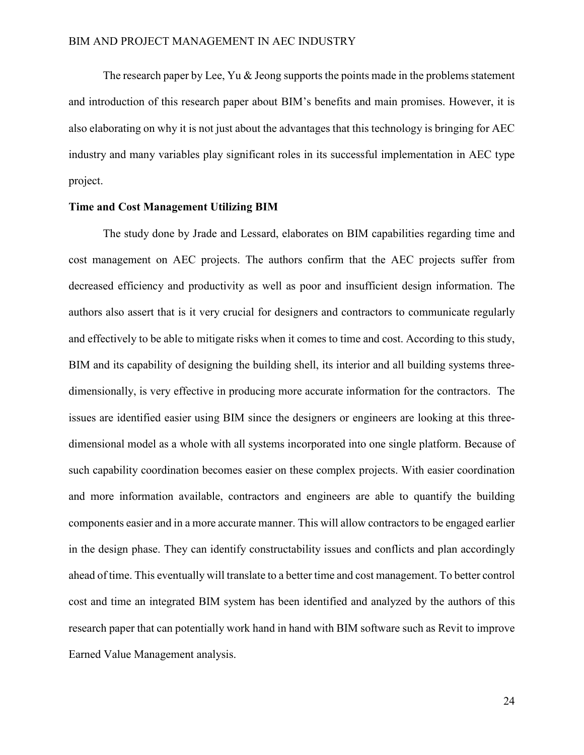The research paper by Lee, Yu & Jeong supports the points made in the problems statement and introduction of this research paper about BIM's benefits and main promises. However, it is also elaborating on why it is not just about the advantages that this technology is bringing for AEC industry and many variables play significant roles in its successful implementation in AEC type project.

**Time and Cost Management Utilizing BIM**

The study done by Jrade and Lessard, elaborates on BIM capabilities regarding time and cost management on AEC projects. The authors confirm that the AEC projects suffer from decreased efficiency and productivity as well as poor and insufficient design information. The authors also assert that is it very crucial for designers and contractors to communicate regularly and effectively to be able to mitigate risks when it comes to time and cost. According to this study, BIM and its capability of designing the building shell, its interior and all building systems three-dimensionally, is very effective in producing more accurate information for the contractors. The issues are identified easier using BIM since the designers or engineers are looking at this three-dimensional model as a whole with all systems incorporated into one single platform. Because of such capability coordination becomes easier on these complex projects. With easier coordination and more information available, contractors and engineers are able to quantify the building components easier and in a more accurate manner. This will allow contractors to be engaged earlier in the design phase. They can identify constructability issues and conflicts and plan accordingly ahead of time. This eventually will translate to a better time and cost management. To better control cost and time an integrated BIM system has been identified and analyzed by the authors of this research paper that can potentially work hand in hand with BIM software such as Revit to improve Earned Value Management analysis.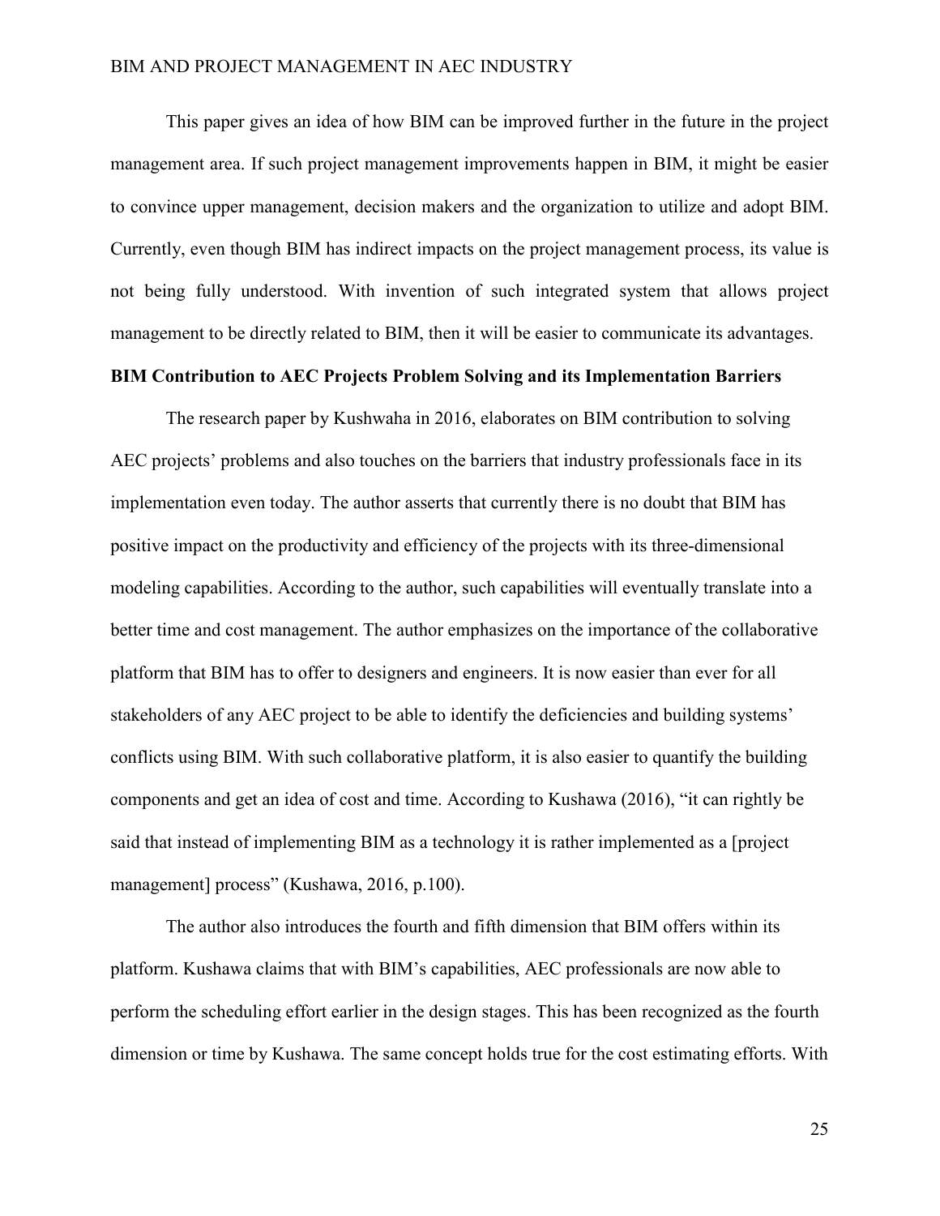This paper gives an idea of how BIM can be improved further in the future in the project management area. If such project management improvements happen in BIM, it might be easier to convince upper management, decision makers and the organization to utilize and adopt BIM. Currently, even though BIM has indirect impacts on the project management process, its value is not being fully understood. With invention of such integrated system that allows project management to be directly related to BIM, then it will be easier to communicate its advantages.

**BIM Contribution to AEC Projects Problem Solving and its Implementation Barriers**

The research paper by Kushwaha in 2016, elaborates on BIM contribution to solving AEC projects' problems and also touches on the barriers that industry professionals face in its implementation even today. The author asserts that currently there is no doubt that BIM has positive impact on the productivity and efficiency of the projects with its three-dimensional modeling capabilities. According to the author, such capabilities will eventually translate into a better time and cost management. The author emphasizes on the importance of the collaborative platform that BIM has to offer to designers and engineers. It is now easier than ever for all stakeholders of any AEC project to be able to identify the deficiencies and building systems' conflicts using BIM. With such collaborative platform, it is also easier to quantify the building components and get an idea of cost and time. According to Kushawa (2016), "it can rightly be said that instead of implementing BIM as a technology it is rather implemented as a [project management] process" (Kushawa, 2016, p.100).

The author also introduces the fourth and fifth dimension that BIM offers within its platform. Kushawa claims that with BIM's capabilities, AEC professionals are now able to perform the scheduling effort earlier in the design stages. This has been recognized as the fourth dimension or time by Kushawa. The same concept holds true for the cost estimating efforts. With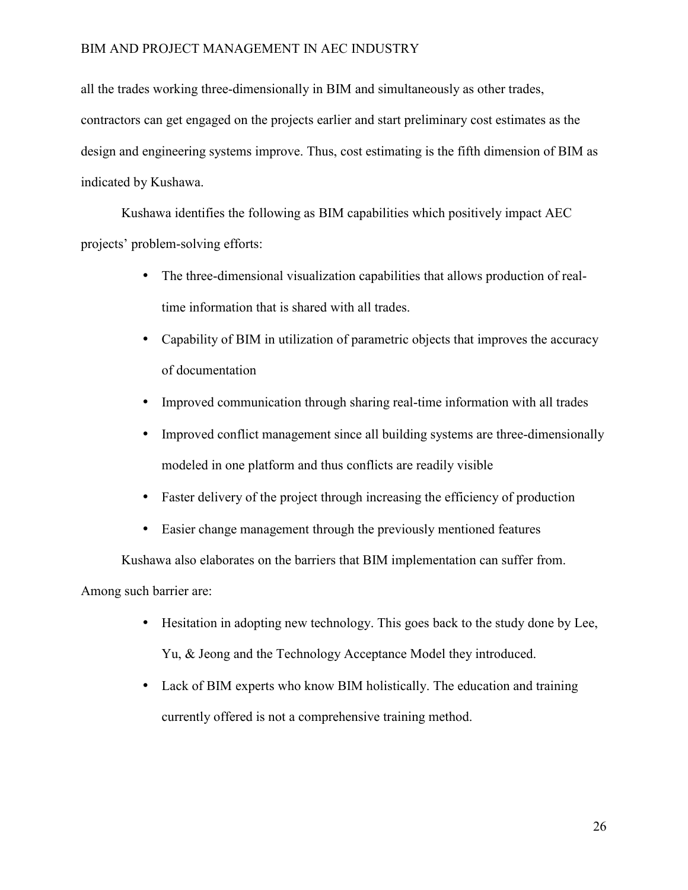all the trades working three-dimensionally in BIM and simultaneously as other trades, contractors can get engaged on the projects earlier and start preliminary cost estimates as the design and engineering systems improve. Thus, cost estimating is the fifth dimension of BIM as indicated by Kushawa.

Kushawa identifies the following as BIM capabilities which positively impact AEC projects' problem-solving efforts:

- The three-dimensional visualization capabilities that allows production of real-time information that is shared with all trades.
- Capability of BIM in utilization of parametric objects that improves the accuracy of documentation
- Improved communication through sharing real-time information with all trades
- Improved conflict management since all building systems are three-dimensionally modeled in one platform and thus conflicts are readily visible
- Faster delivery of the project through increasing the efficiency of production
- Easier change management through the previously mentioned features

Kushawa also elaborates on the barriers that BIM implementation can suffer from. Among such barrier are:

- Hesitation in adopting new technology. This goes back to the study done by Lee, Yu, & Jeong and the Technology Acceptance Model they introduced.
- Lack of BIM experts who know BIM holistically. The education and training currently offered is not a comprehensive training method.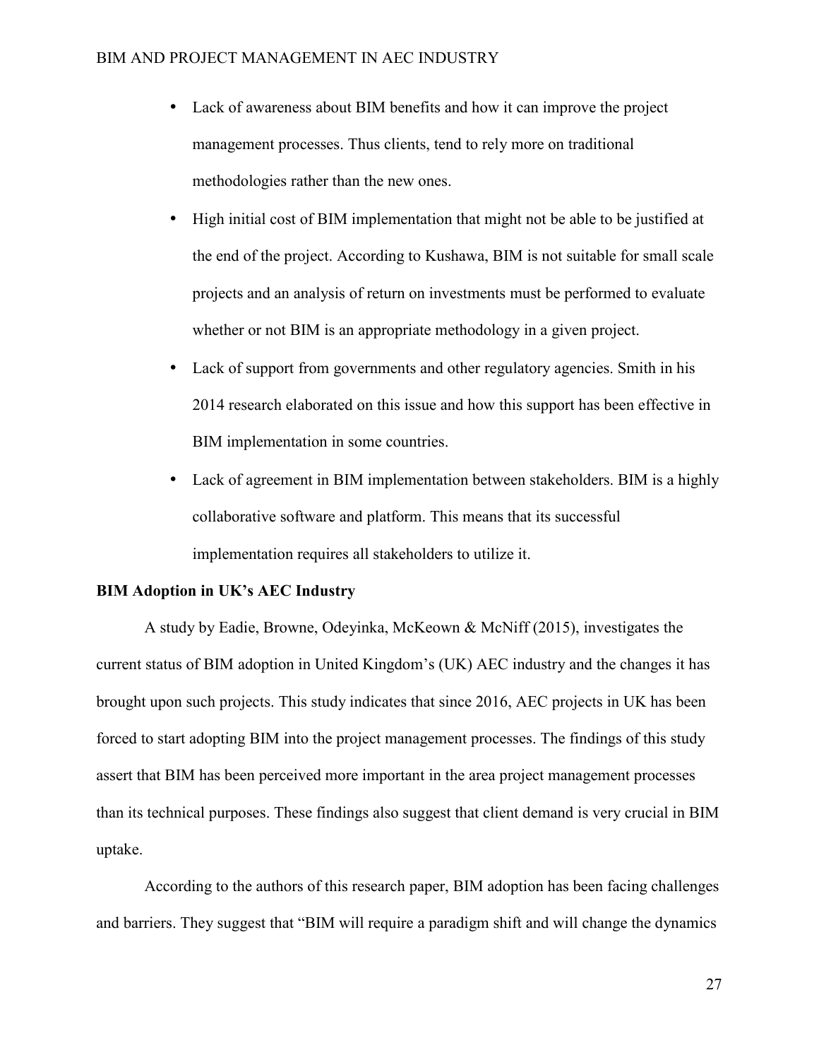- Lack of awareness about BIM benefits and how it can improve the project management processes. Thus clients, tend to rely more on traditional methodologies rather than the new ones.
- High initial cost of BIM implementation that might not be able to be justified at the end of the project. According to Kushawa, BIM is not suitable for small scale projects and an analysis of return on investments must be performed to evaluate whether or not BIM is an appropriate methodology in a given project.
- Lack of support from governments and other regulatory agencies. Smith in his 2014 research elaborated on this issue and how this support has been effective in BIM implementation in some countries.
- Lack of agreement in BIM implementation between stakeholders. BIM is a highly collaborative software and platform. This means that its successful implementation requires all stakeholders to utilize it.

**BIM Adoption in UK's AEC Industry**

A study by Eadie, Browne, Odeyinka, McKeown & McNiff (2015), investigates the current status of BIM adoption in United Kingdom's (UK) AEC industry and the changes it has brought upon such projects. This study indicates that since 2016, AEC projects in UK has been forced to start adopting BIM into the project management processes. The findings of this study assert that BIM has been perceived more important in the area project management processes than its technical purposes. These findings also suggest that client demand is very crucial in BIM uptake.

According to the authors of this research paper, BIM adoption has been facing challenges and barriers. They suggest that "BIM will require a paradigm shift and will change the dynamics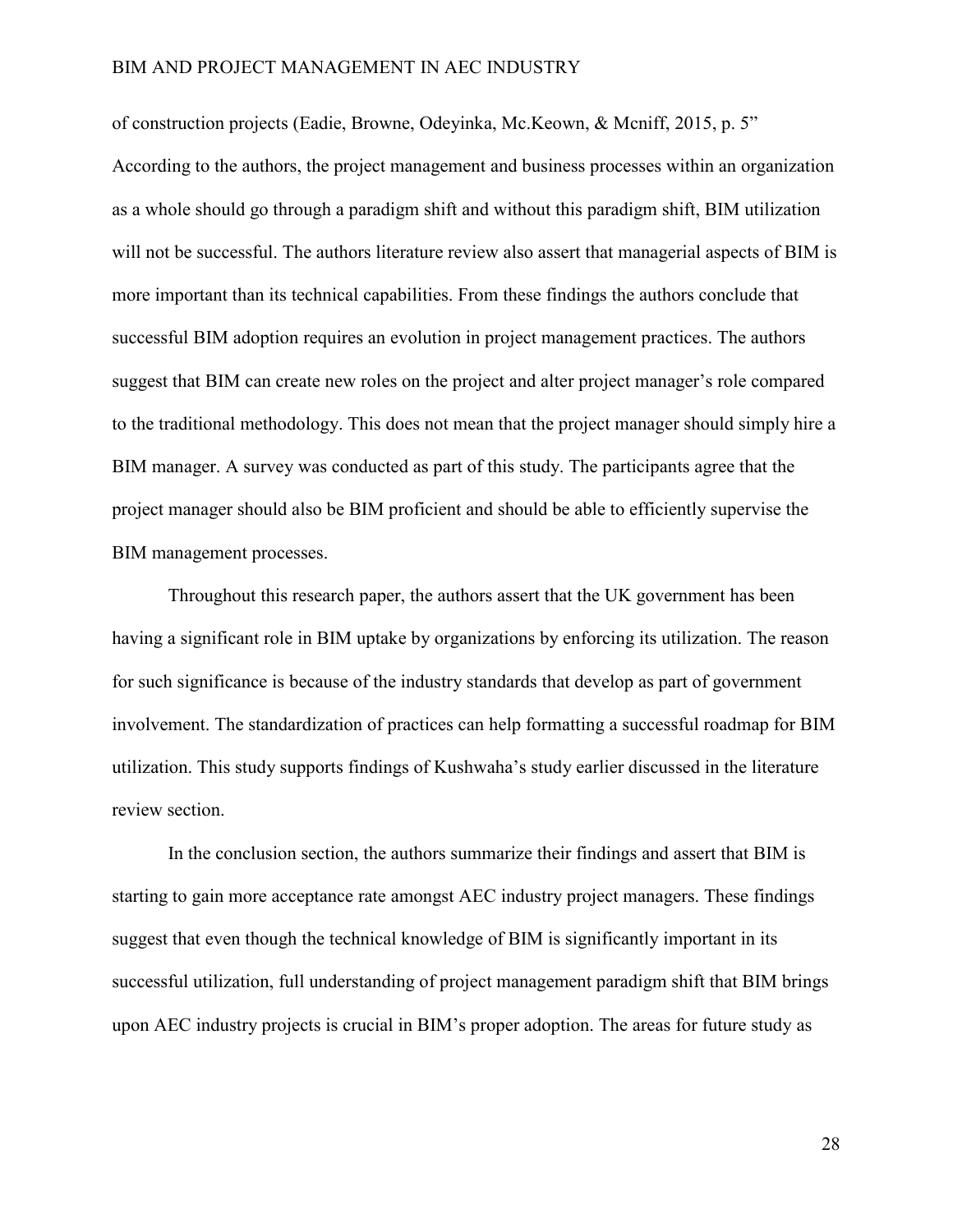of construction projects (Eadie, Browne, Odeyinka, Mc.Keown, & Mcniff, 2015, p. 5" According to the authors, the project management and business processes within an organization as a whole should go through a paradigm shift and without this paradigm shift, BIM utilization will not be successful. The authors literature review also assert that managerial aspects of BIM is more important than its technical capabilities. From these findings the authors conclude that successful BIM adoption requires an evolution in project management practices. The authors suggest that BIM can create new roles on the project and alter project manager's role compared to the traditional methodology. This does not mean that the project manager should simply hire a BIM manager. A survey was conducted as part of this study. The participants agree that the project manager should also be BIM proficient and should be able to efficiently supervise the BIM management processes.

Throughout this research paper, the authors assert that the UK government has been having a significant role in BIM uptake by organizations by enforcing its utilization. The reason for such significance is because of the industry standards that develop as part of government involvement. The standardization of practices can help formatting a successful roadmap for BIM utilization. This study supports findings of Kushwaha's study earlier discussed in the literature review section.

In the conclusion section, the authors summarize their findings and assert that BIM is starting to gain more acceptance rate amongst AEC industry project managers. These findings suggest that even though the technical knowledge of BIM is significantly important in its successful utilization, full understanding of project management paradigm shift that BIM brings upon AEC industry projects is crucial in BIM's proper adoption. The areas for future study as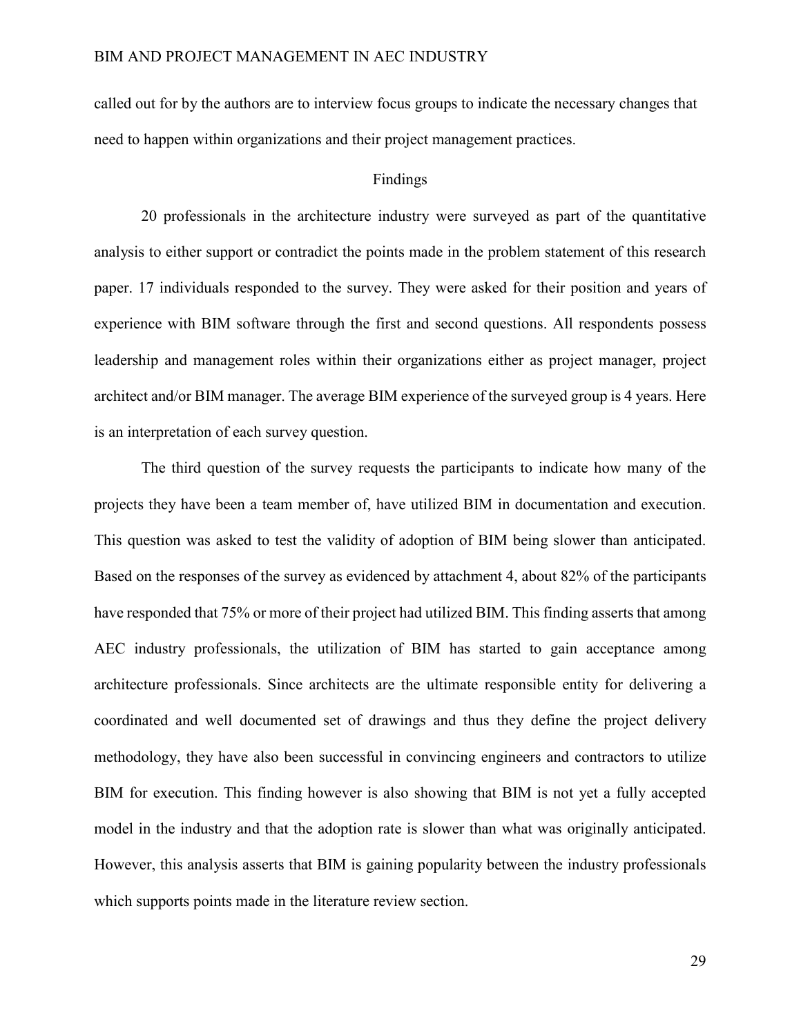called out for by the authors are to interview focus groups to indicate the necessary changes that need to happen within organizations and their project management practices.

## Findings

20 professionals in the architecture industry were surveyed as part of the quantitative analysis to either support or contradict the points made in the problem statement of this research paper. 17 individuals responded to the survey. They were asked for their position and years of experience with BIM software through the first and second questions. All respondents possess leadership and management roles within their organizations either as project manager, project architect and/or BIM manager. The average BIM experience of the surveyed group is 4 years. Here is an interpretation of each survey question.

The third question of the survey requests the participants to indicate how many of the projects they have been a team member of, have utilized BIM in documentation and execution. This question was asked to test the validity of adoption of BIM being slower than anticipated. Based on the responses of the survey as evidenced by attachment 4, about 82% of the participants have responded that 75% or more of their project had utilized BIM. This finding asserts that among AEC industry professionals, the utilization of BIM has started to gain acceptance among architecture professionals. Since architects are the ultimate responsible entity for delivering a coordinated and well documented set of drawings and thus they define the project delivery methodology, they have also been successful in convincing engineers and contractors to utilize BIM for execution. This finding however is also showing that BIM is not yet a fully accepted model in the industry and that the adoption rate is slower than what was originally anticipated. However, this analysis asserts that BIM is gaining popularity between the industry professionals which supports points made in the literature review section.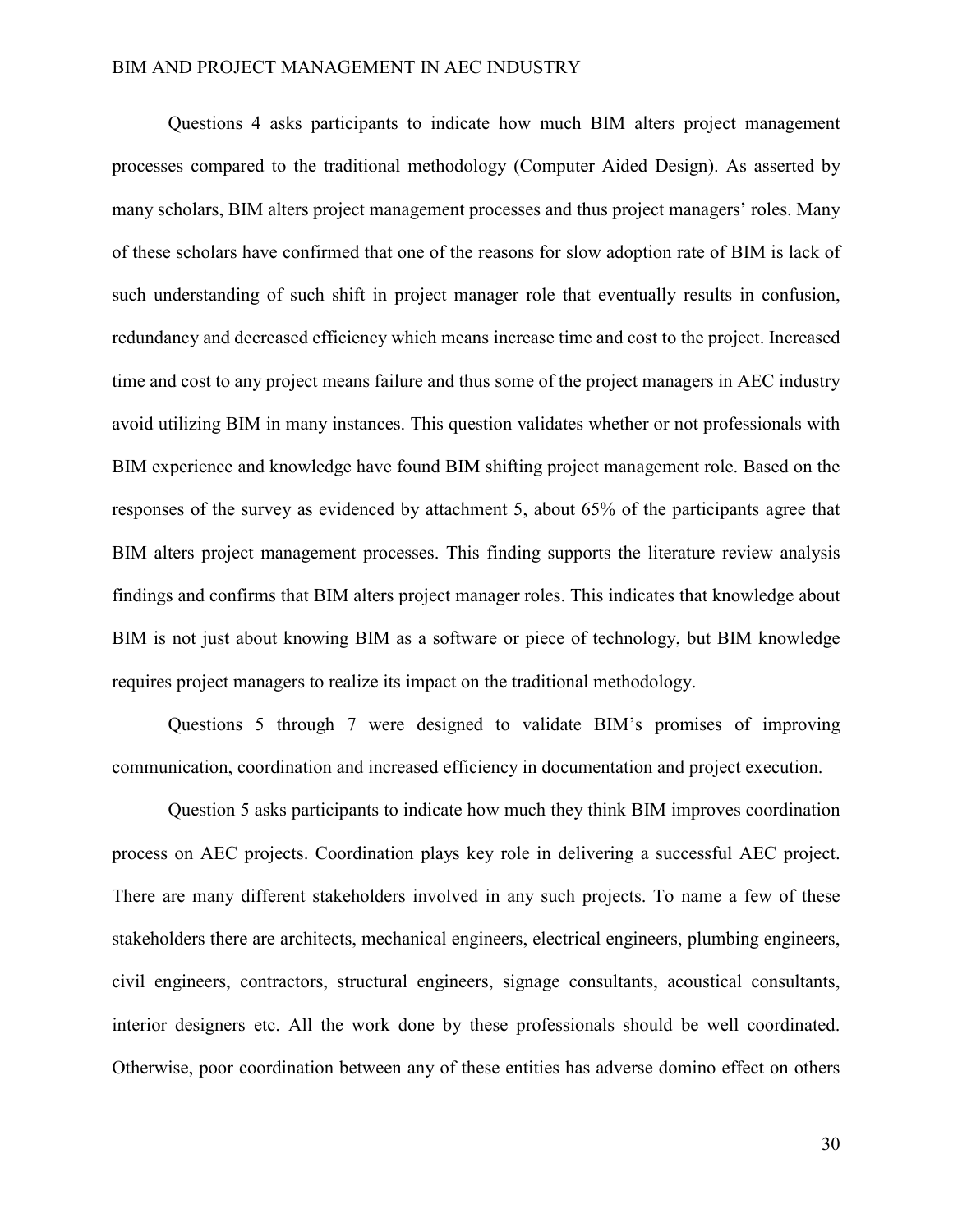Questions 4 asks participants to indicate how much BIM alters project management processes compared to the traditional methodology (Computer Aided Design). As asserted by many scholars, BIM alters project management processes and thus project managers' roles. Many of these scholars have confirmed that one of the reasons for slow adoption rate of BIM is lack of such understanding of such shift in project manager role that eventually results in confusion, redundancy and decreased efficiency which means increase time and cost to the project. Increased time and cost to any project means failure and thus some of the project managers in AEC industry avoid utilizing BIM in many instances. This question validates whether or not professionals with BIM experience and knowledge have found BIM shifting project management role. Based on the responses of the survey as evidenced by attachment 5, about 65% of the participants agree that BIM alters project management processes. This finding supports the literature review analysis findings and confirms that BIM alters project manager roles. This indicates that knowledge about BIM is not just about knowing BIM as a software or piece of technology, but BIM knowledge requires project managers to realize its impact on the traditional methodology.

Questions 5 through 7 were designed to validate BIM's promises of improving communication, coordination and increased efficiency in documentation and project execution.

Question 5 asks participants to indicate how much they think BIM improves coordination process on AEC projects. Coordination plays key role in delivering a successful AEC project. There are many different stakeholders involved in any such projects. To name a few of these stakeholders there are architects, mechanical engineers, electrical engineers, plumbing engineers, civil engineers, contractors, structural engineers, signage consultants, acoustical consultants, interior designers etc. All the work done by these professionals should be well coordinated. Otherwise, poor coordination between any of these entities has adverse domino effect on others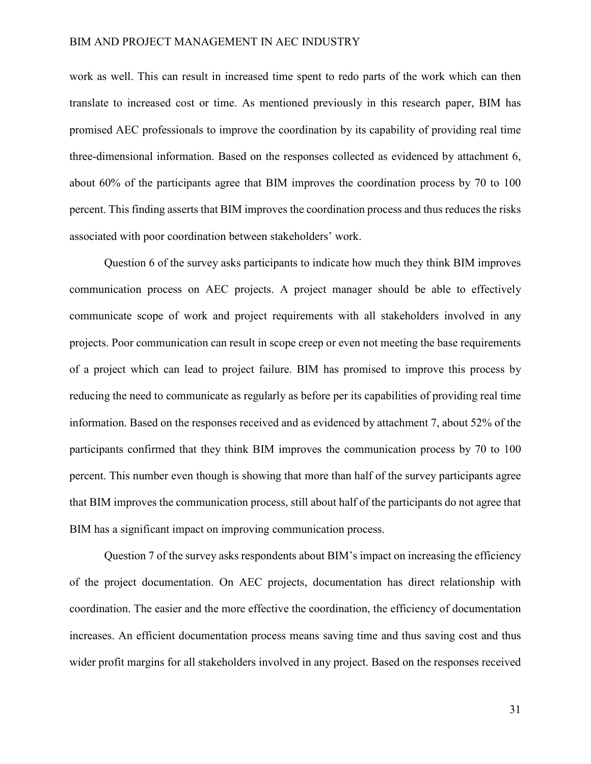work as well. This can result in increased time spent to redo parts of the work which can then translate to increased cost or time. As mentioned previously in this research paper, BIM has promised AEC professionals to improve the coordination by its capability of providing real time three-dimensional information. Based on the responses collected as evidenced by attachment 6, about 60% of the participants agree that BIM improves the coordination process by 70 to 100 percent. This finding asserts that BIM improves the coordination process and thus reduces the risks associated with poor coordination between stakeholders' work.

Question 6 of the survey asks participants to indicate how much they think BIM improves communication process on AEC projects. A project manager should be able to effectively communicate scope of work and project requirements with all stakeholders involved in any projects. Poor communication can result in scope creep or even not meeting the base requirements of a project which can lead to project failure. BIM has promised to improve this process by reducing the need to communicate as regularly as before per its capabilities of providing real time information. Based on the responses received and as evidenced by attachment 7, about 52% of the participants confirmed that they think BIM improves the communication process by 70 to 100 percent. This number even though is showing that more than half of the survey participants agree that BIM improves the communication process, still about half of the participants do not agree that BIM has a significant impact on improving communication process.

Question 7 of the survey asks respondents about BIM's impact on increasing the efficiency of the project documentation. On AEC projects, documentation has direct relationship with coordination. The easier and the more effective the coordination, the efficiency of documentation increases. An efficient documentation process means saving time and thus saving cost and thus wider profit margins for all stakeholders involved in any project. Based on the responses received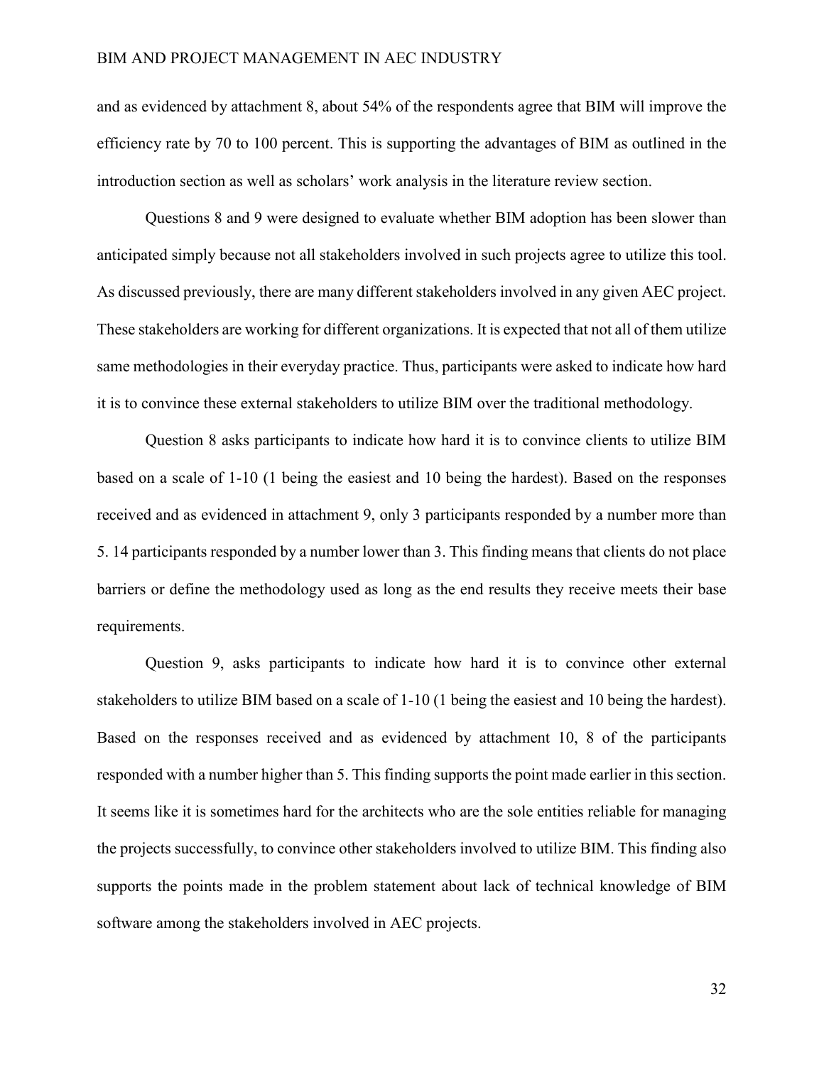and as evidenced by attachment 8, about 54% of the respondents agree that BIM will improve the efficiency rate by 70 to 100 percent. This is supporting the advantages of BIM as outlined in the introduction section as well as scholars' work analysis in the literature review section.

Questions 8 and 9 were designed to evaluate whether BIM adoption has been slower than anticipated simply because not all stakeholders involved in such projects agree to utilize this tool. As discussed previously, there are many different stakeholders involved in any given AEC project. These stakeholders are working for different organizations. It is expected that not all of them utilize same methodologies in their everyday practice. Thus, participants were asked to indicate how hard it is to convince these external stakeholders to utilize BIM over the traditional methodology.

Question 8 asks participants to indicate how hard it is to convince clients to utilize BIM based on a scale of 1-10 (1 being the easiest and 10 being the hardest). Based on the responses received and as evidenced in attachment 9, only 3 participants responded by a number more than 5. 14 participants responded by a number lower than 3. This finding means that clients do not place barriers or define the methodology used as long as the end results they receive meets their base requirements.

Question 9, asks participants to indicate how hard it is to convince other external stakeholders to utilize BIM based on a scale of 1-10 (1 being the easiest and 10 being the hardest). Based on the responses received and as evidenced by attachment 10, 8 of the participants responded with a number higher than 5. This finding supports the point made earlier in this section. It seems like it is sometimes hard for the architects who are the sole entities reliable for managing the projects successfully, to convince other stakeholders involved to utilize BIM. This finding also supports the points made in the problem statement about lack of technical knowledge of BIM software among the stakeholders involved in AEC projects.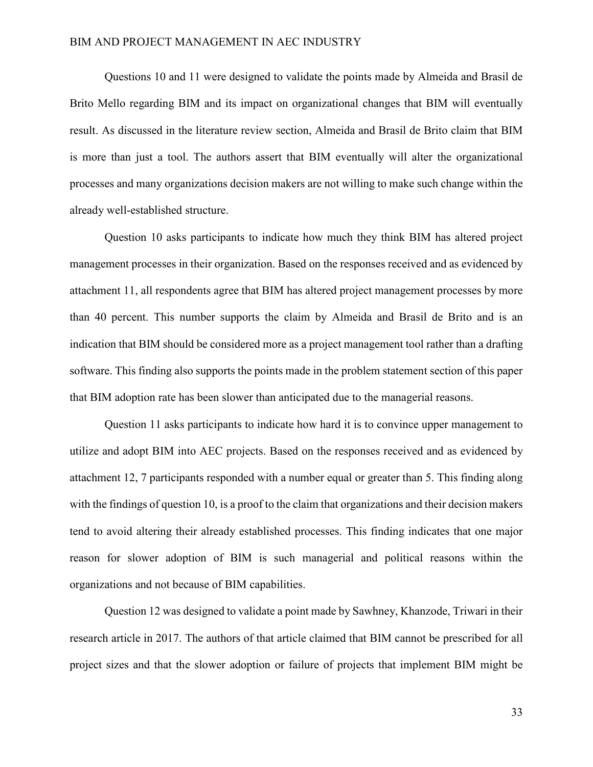Questions 10 and 11 were designed to validate the points made by Almeida and Brasil de Brito Mello regarding BIM and its impact on organizational changes that BIM will eventually result. As discussed in the literature review section, Almeida and Brasil de Brito claim that BIM is more than just a tool. The authors assert that BIM eventually will alter the organizational processes and many organizations decision makers are not willing to make such change within the already well-established structure.

Question 10 asks participants to indicate how much they think BIM has altered project management processes in their organization. Based on the responses received and as evidenced by attachment 11, all respondents agree that BIM has altered project management processes by more than 40 percent. This number supports the claim by Almeida and Brasil de Brito and is an indication that BIM should be considered more as a project management tool rather than a drafting software. This finding also supports the points made in the problem statement section of this paper that BIM adoption rate has been slower than anticipated due to the managerial reasons.

Question 11 asks participants to indicate how hard it is to convince upper management to utilize and adopt BIM into AEC projects. Based on the responses received and as evidenced by attachment 12, 7 participants responded with a number equal or greater than 5. This finding along with the findings of question 10, is a proof to the claim that organizations and their decision makers tend to avoid altering their already established processes. This finding indicates that one major reason for slower adoption of BIM is such managerial and political reasons within the organizations and not because of BIM capabilities.

Question 12 was designed to validate a point made by Sawhney, Khanzode, Triwari in their research article in 2017. The authors of that article claimed that BIM cannot be prescribed for all project sizes and that the slower adoption or failure of projects that implement BIM might be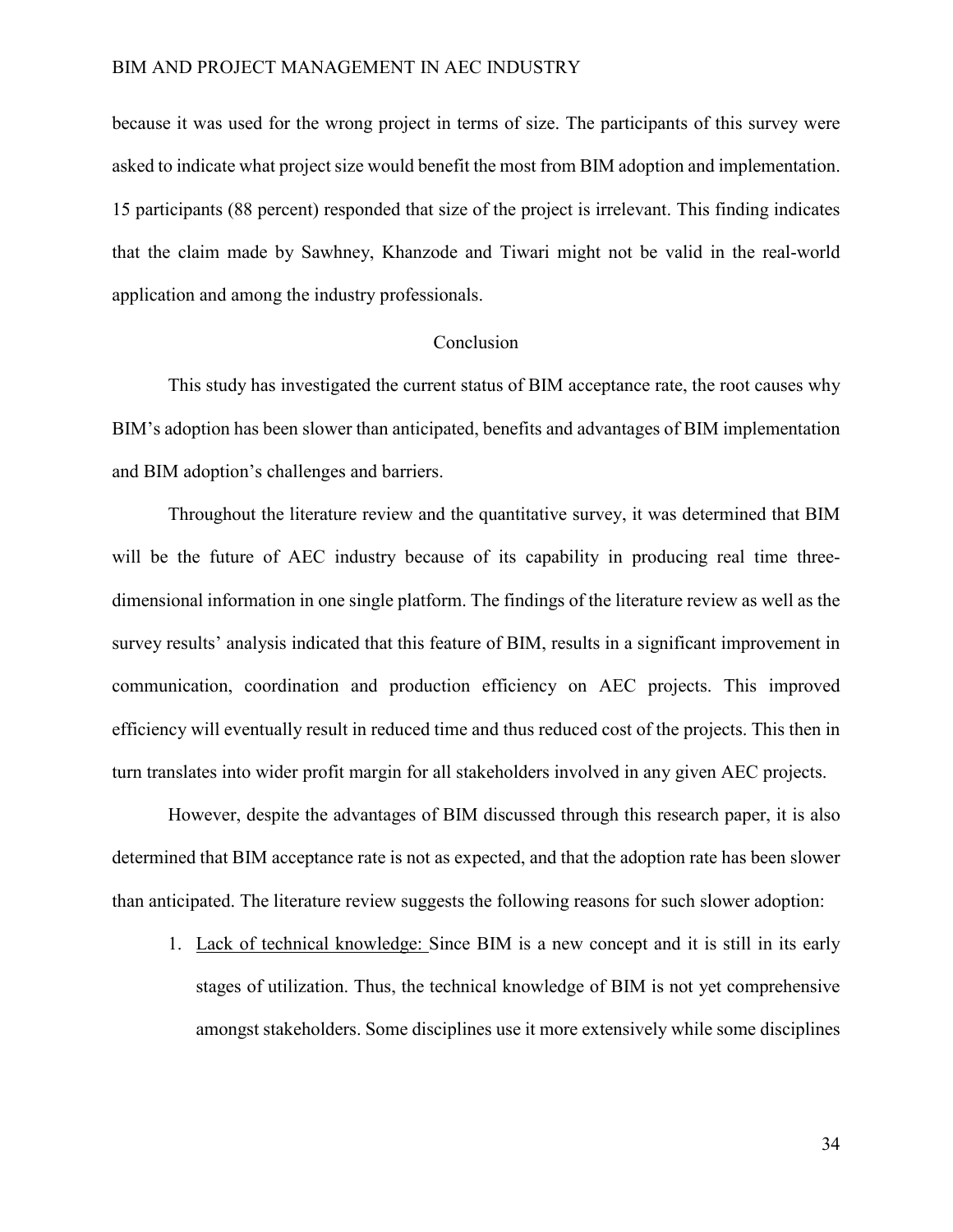because it was used for the wrong project in terms of size. The participants of this survey were asked to indicate what project size would benefit the most from BIM adoption and implementation. 15 participants (88 percent) responded that size of the project is irrelevant. This finding indicates that the claim made by Sawhney, Khanzode and Tiwari might not be valid in the real-world application and among the industry professionals.

## Conclusion

This study has investigated the current status of BIM acceptance rate, the root causes why BIM's adoption has been slower than anticipated, benefits and advantages of BIM implementation and BIM adoption's challenges and barriers.

Throughout the literature review and the quantitative survey, it was determined that BIM will be the future of AEC industry because of its capability in producing real time three-dimensional information in one single platform. The findings of the literature review as well as the survey results' analysis indicated that this feature of BIM, results in a significant improvement in communication, coordination and production efficiency on AEC projects. This improved efficiency will eventually result in reduced time and thus reduced cost of the projects. This then in turn translates into wider profit margin for all stakeholders involved in any given AEC projects.

However, despite the advantages of BIM discussed through this research paper, it is also determined that BIM acceptance rate is not as expected, and that the adoption rate has been slower than anticipated. The literature review suggests the following reasons for such slower adoption:

1. <u>Lack of technical knowledge:</u> Since BIM is a new concept and it is still in its early stages of utilization. Thus, the technical knowledge of BIM is not yet comprehensive amongst stakeholders. Some disciplines use it more extensively while some disciplines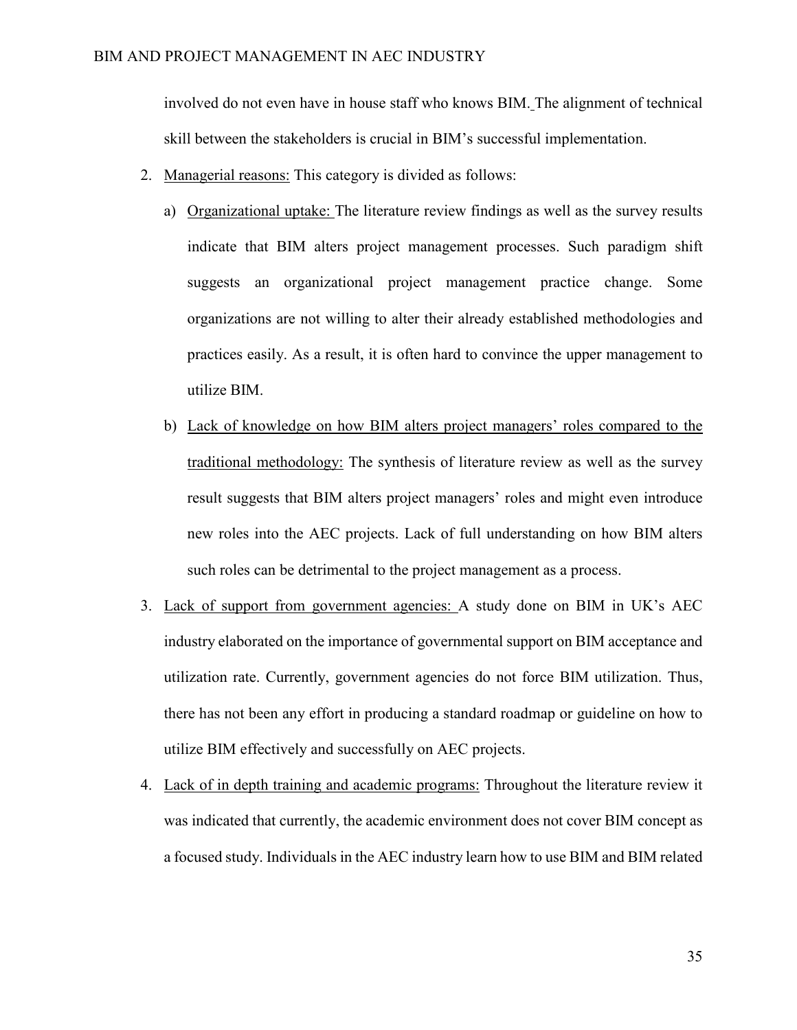involved do not even have in house staff who knows BIM. The alignment of technical skill between the stakeholders is crucial in BIM's successful implementation.

2. <u>Managerial reasons:</u> This category is divided as follows:

   a) <u>Organizational uptake:</u> The literature review findings as well as the survey results indicate that BIM alters project management processes. Such paradigm shift suggests an organizational project management practice change. Some organizations are not willing to alter their already established methodologies and practices easily. As a result, it is often hard to convince the upper management to utilize BIM.

   b) <u>Lack of knowledge on how BIM alters project managers' roles compared to the traditional methodology:</u> The synthesis of literature review as well as the survey result suggests that BIM alters project managers' roles and might even introduce new roles into the AEC projects. Lack of full understanding on how BIM alters such roles can be detrimental to the project management as a process.

3. <u>Lack of support from government agencies:</u> A study done on BIM in UK's AEC industry elaborated on the importance of governmental support on BIM acceptance and utilization rate. Currently, government agencies do not force BIM utilization. Thus, there has not been any effort in producing a standard roadmap or guideline on how to utilize BIM effectively and successfully on AEC projects.

4. <u>Lack of in depth training and academic programs:</u> Throughout the literature review it was indicated that currently, the academic environment does not cover BIM concept as a focused study. Individuals in the AEC industry learn how to use BIM and BIM related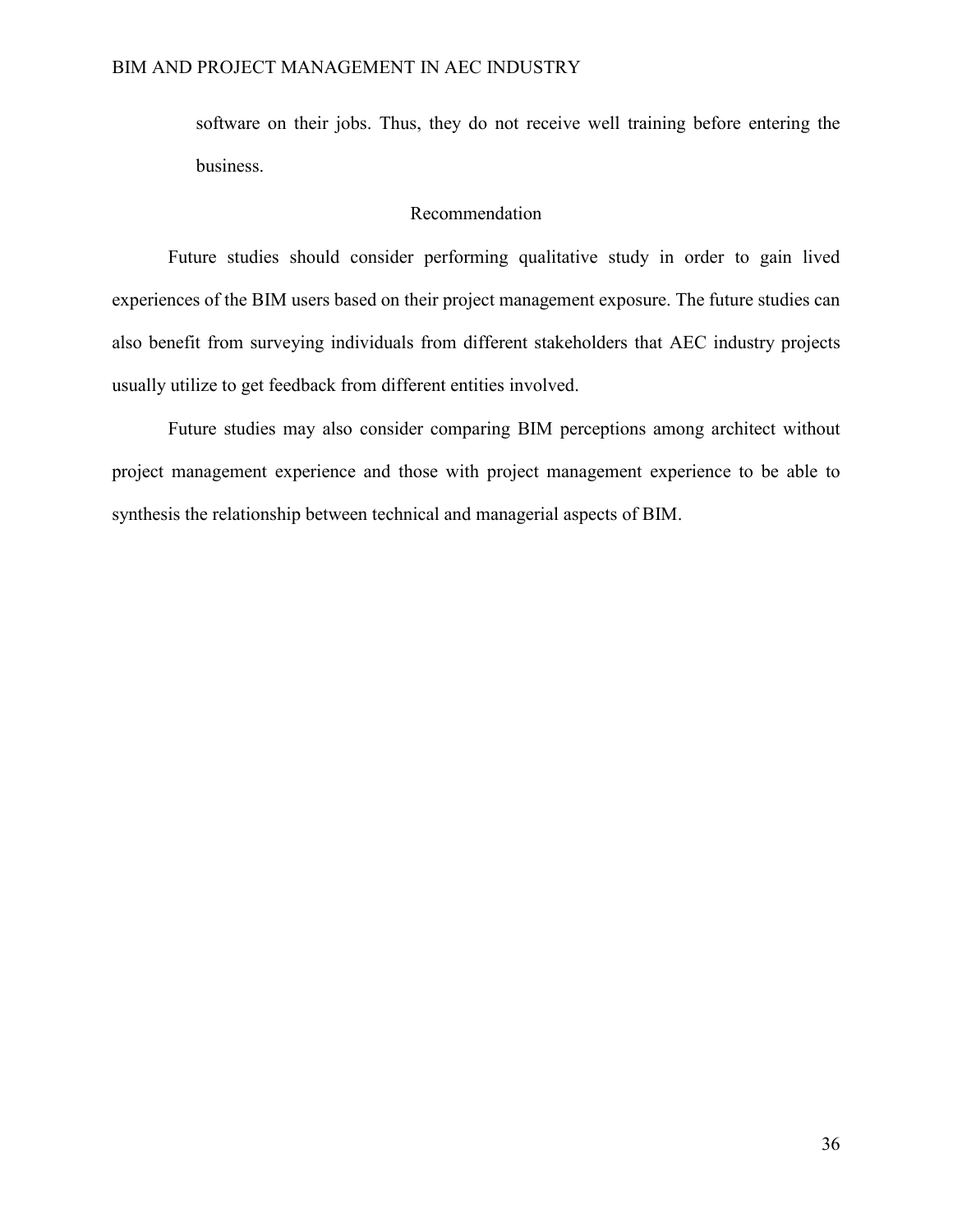software on their jobs. Thus, they do not receive well training before entering the business.

## Recommendation

Future studies should consider performing qualitative study in order to gain lived experiences of the BIM users based on their project management exposure. The future studies can also benefit from surveying individuals from different stakeholders that AEC industry projects usually utilize to get feedback from different entities involved.

Future studies may also consider comparing BIM perceptions among architect without project management experience and those with project management experience to be able to synthesis the relationship between technical and managerial aspects of BIM.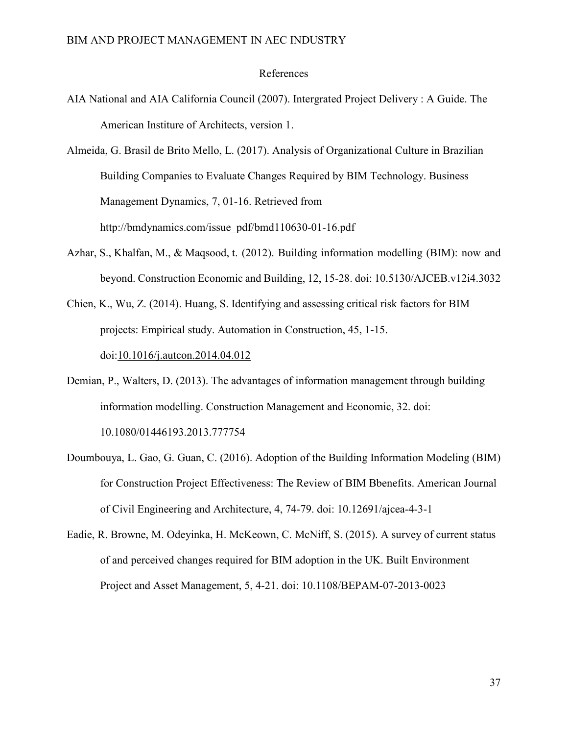# References

AIA National and AIA California Council (2007). Intergrated Project Delivery : A Guide. The American Institure of Architects, version 1.

Almeida, G. Brasil de Brito Mello, L. (2017). Analysis of Organizational Culture in Brazilian Building Companies to Evaluate Changes Required by BIM Technology. Business Management Dynamics, 7, 01-16. Retrieved from http://bmdynamics.com/issue_pdf/bmd110630-01-16.pdf

Azhar, S., Khalfan, M., & Maqsood, t. (2012). Building information modelling (BIM): now and beyond. Construction Economic and Building, 12, 15-28. doi: 10.5130/AJCEB.v12i4.3032

Chien, K., Wu, Z. (2014). Huang, S. Identifying and assessing critical risk factors for BIM projects: Empirical study. Automation in Construction, 45, 1-15. doi:10.1016/j.autcon.2014.04.012

Demian, P., Walters, D. (2013). The advantages of information management through building information modelling. Construction Management and Economic, 32. doi: 10.1080/01446193.2013.777754

Doumbouya, L. Gao, G. Guan, C. (2016). Adoption of the Building Information Modeling (BIM) for Construction Project Effectiveness: The Review of BIM Bbenefits. American Journal of Civil Engineering and Architecture, 4, 74-79. doi: 10.12691/ajcea-4-3-1

Eadie, R. Browne, M. Odeyinka, H. McKeown, C. McNiff, S. (2015). A survey of current status of and perceived changes required for BIM adoption in the UK. Built Environment Project and Asset Management, 5, 4-21. doi: 10.1108/BEPAM-07-2013-0023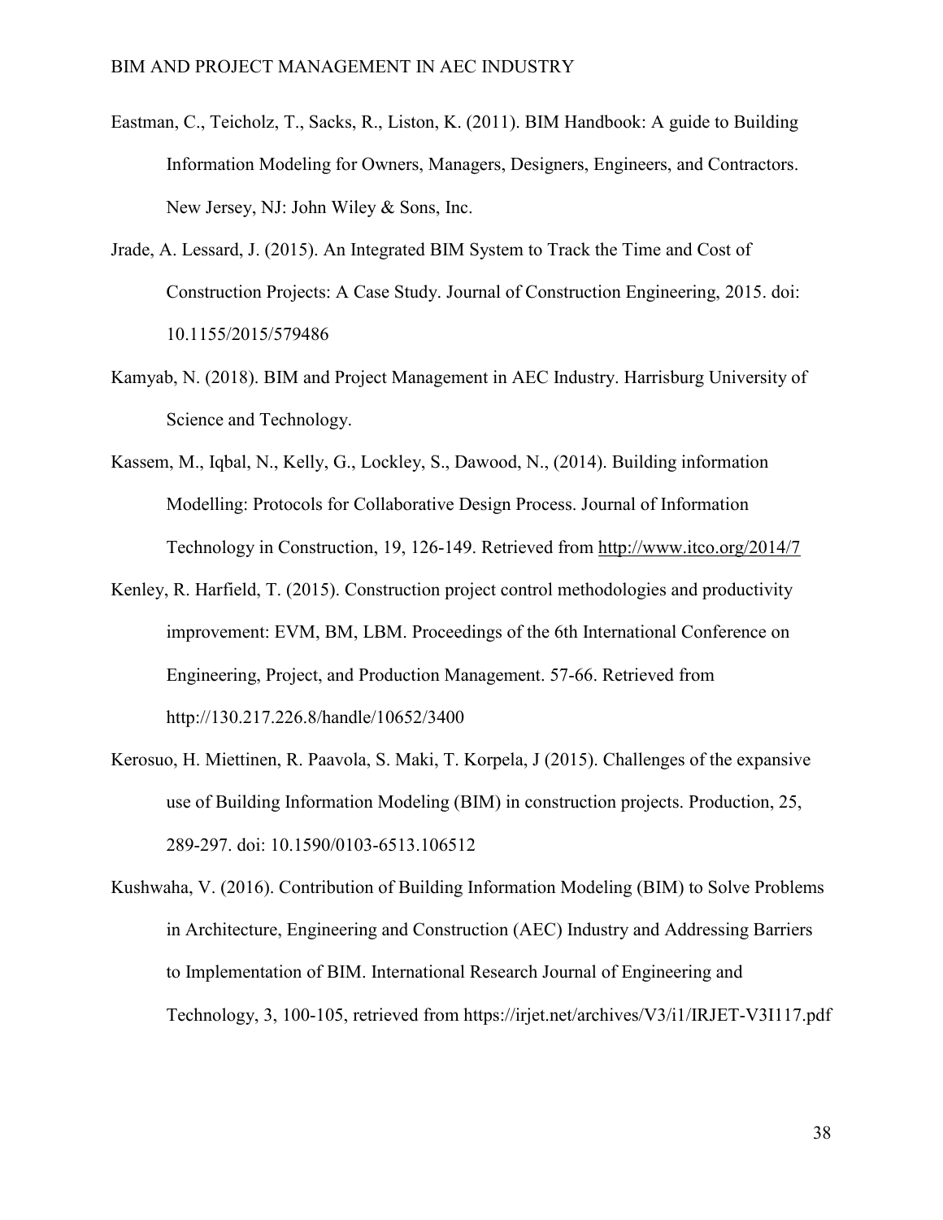Eastman, C., Teicholz, T., Sacks, R., Liston, K. (2011). BIM Handbook: A guide to Building Information Modeling for Owners, Managers, Designers, Engineers, and Contractors. New Jersey, NJ: John Wiley & Sons, Inc.

Jrade, A. Lessard, J. (2015). An Integrated BIM System to Track the Time and Cost of Construction Projects: A Case Study. Journal of Construction Engineering, 2015. doi: 10.1155/2015/579486

Kamyab, N. (2018). BIM and Project Management in AEC Industry. Harrisburg University of Science and Technology.

Kassem, M., Iqbal, N., Kelly, G., Lockley, S., Dawood, N., (2014). Building information Modelling: Protocols for Collaborative Design Process. Journal of Information Technology in Construction, 19, 126-149. Retrieved from http://www.itco.org/2014/7

Kenley, R. Harfield, T. (2015). Construction project control methodologies and productivity improvement: EVM, BM, LBM. Proceedings of the 6th International Conference on Engineering, Project, and Production Management. 57-66. Retrieved from http://130.217.226.8/handle/10652/3400

Kerosuo, H. Miettinen, R. Paavola, S. Maki, T. Korpela, J (2015). Challenges of the expansive use of Building Information Modeling (BIM) in construction projects. Production, 25, 289-297. doi: 10.1590/0103-6513.106512

Kushwaha, V. (2016). Contribution of Building Information Modeling (BIM) to Solve Problems in Architecture, Engineering and Construction (AEC) Industry and Addressing Barriers to Implementation of BIM. International Research Journal of Engineering and Technology, 3, 100-105, retrieved from https://irjet.net/archives/V3/i1/IRJET-V3I117.pdf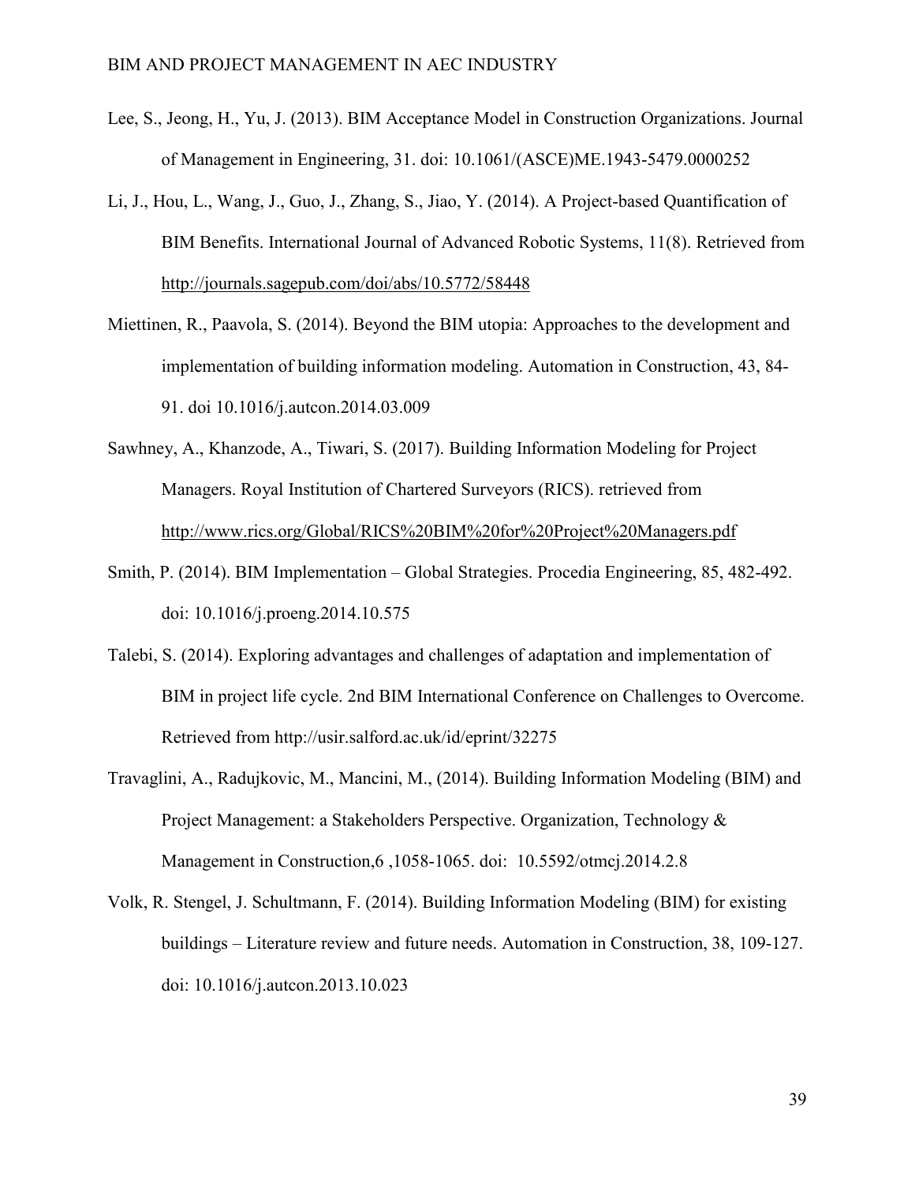Lee, S., Jeong, H., Yu, J. (2013). BIM Acceptance Model in Construction Organizations. Journal of Management in Engineering, 31. doi: 10.1061/(ASCE)ME.1943-5479.0000252

Li, J., Hou, L., Wang, J., Guo, J., Zhang, S., Jiao, Y. (2014). A Project-based Quantification of BIM Benefits. International Journal of Advanced Robotic Systems, 11(8). Retrieved from http://journals.sagepub.com/doi/abs/10.5772/58448

Miettinen, R., Paavola, S. (2014). Beyond the BIM utopia: Approaches to the development and implementation of building information modeling. Automation in Construction, 43, 84-91. doi 10.1016/j.autcon.2014.03.009

Sawhney, A., Khanzode, A., Tiwari, S. (2017). Building Information Modeling for Project Managers. Royal Institution of Chartered Surveyors (RICS). retrieved from http://www.rics.org/Global/RICS%20BIM%20for%20Project%20Managers.pdf

Smith, P. (2014). BIM Implementation – Global Strategies. Procedia Engineering, 85, 482-492. doi: 10.1016/j.proeng.2014.10.575

Talebi, S. (2014). Exploring advantages and challenges of adaptation and implementation of BIM in project life cycle. 2nd BIM International Conference on Challenges to Overcome. Retrieved from http://usir.salford.ac.uk/id/eprint/32275

Travaglini, A., Radujkovic, M., Mancini, M., (2014). Building Information Modeling (BIM) and Project Management: a Stakeholders Perspective. Organization, Technology & Management in Construction,6 ,1058-1065. doi: 10.5592/otmcj.2014.2.8

Volk, R. Stengel, J. Schultmann, F. (2014). Building Information Modeling (BIM) for existing buildings – Literature review and future needs. Automation in Construction, 38, 109-127. doi: 10.1016/j.autcon.2013.10.023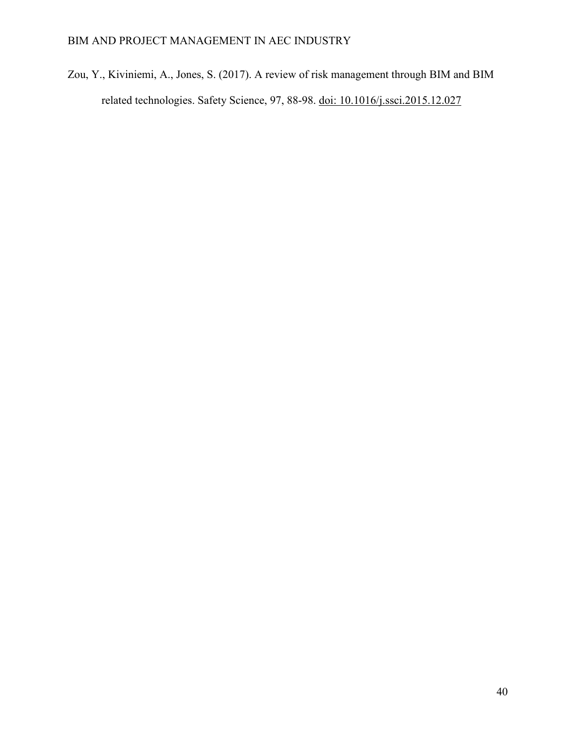Zou, Y., Kiviniemi, A., Jones, S. (2017). A review of risk management through BIM and BIM related technologies. Safety Science, 97, 88-98. doi: 10.1016/j.ssci.2015.12.027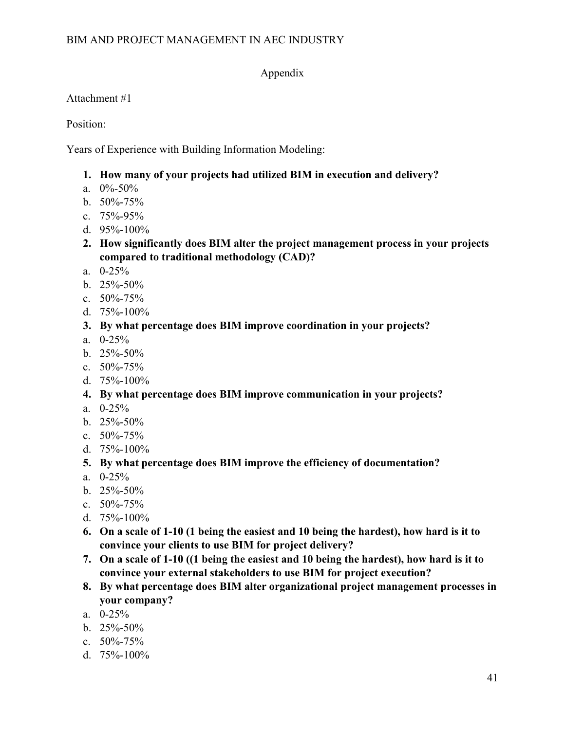# Appendix

Attachment #1

Position:

Years of Experience with Building Information Modeling:

1. **How many of your projects had utilized BIM in execution and delivery?**
   a. 0%-50%
   b. 50%-75%
   c. 75%-95%
   d. 95%-100%
2. **How significantly does BIM alter the project management process in your projects compared to traditional methodology (CAD)?**
   a. 0-25%
   b. 25%-50%
   c. 50%-75%
   d. 75%-100%
3. **By what percentage does BIM improve coordination in your projects?**
   a. 0-25%
   b. 25%-50%
   c. 50%-75%
   d. 75%-100%
4. **By what percentage does BIM improve communication in your projects?**
   a. 0-25%
   b. 25%-50%
   c. 50%-75%
   d. 75%-100%
5. **By what percentage does BIM improve the efficiency of documentation?**
   a. 0-25%
   b. 25%-50%
   c. 50%-75%
   d. 75%-100%
6. **On a scale of 1-10 (1 being the easiest and 10 being the hardest), how hard is it to convince your clients to use BIM for project delivery?**
7. **On a scale of 1-10 ((1 being the easiest and 10 being the hardest), how hard is it to convince your external stakeholders to use BIM for project execution?**
8. **By what percentage does BIM alter organizational project management processes in your company?**
   a. 0-25%
   b. 25%-50%
   c. 50%-75%
   d. 75%-100%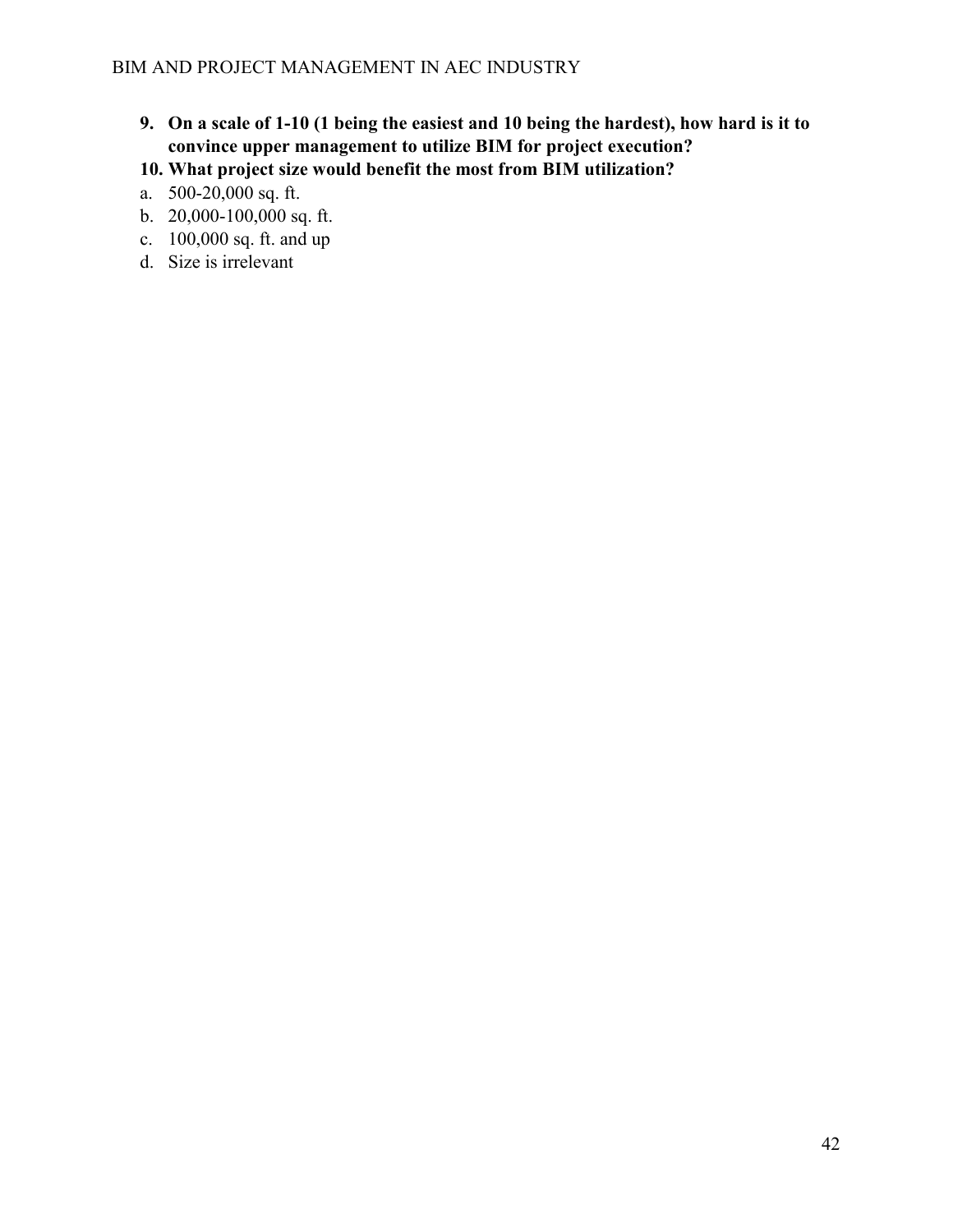**9. On a scale of 1-10 (1 being the easiest and 10 being the hardest), how hard is it to convince upper management to utilize BIM for project execution?**

**10. What project size would benefit the most from BIM utilization?**

a. 500-20,000 sq. ft.
b. 20,000-100,000 sq. ft.
c. 100,000 sq. ft. and up
d. Size is irrelevant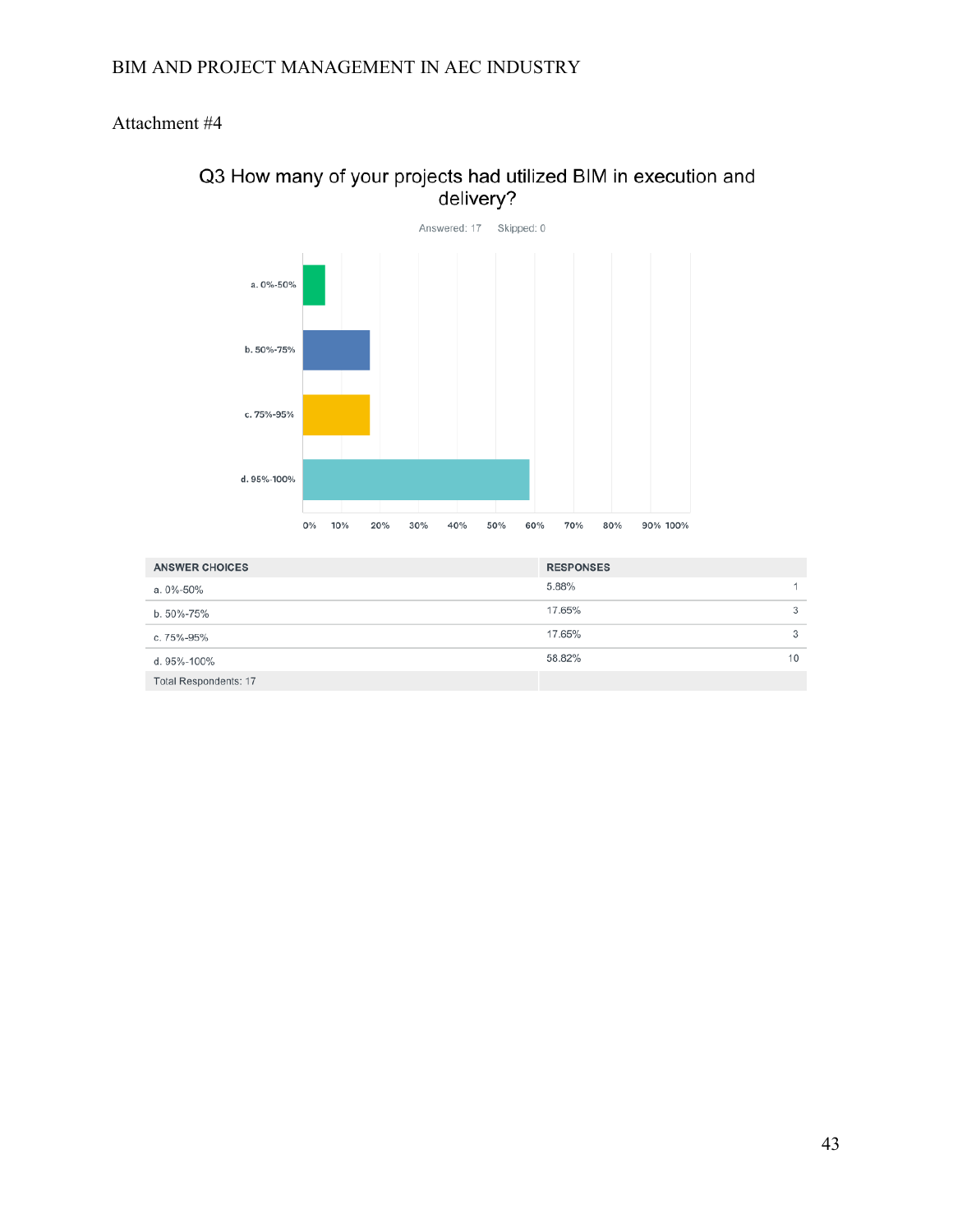Attachment #4

## Q3 How many of your projects had utilized BIM in execution and delivery?

Answered: 17    Skipped: 0

| ANSWER CHOICES | RESPONSES | |
|---|---|---|
| a. 0%-50% | 5.88% | 1 |
| b. 50%-75% | 17.65% | 3 |
| c. 75%-95% | 17.65% | 3 |
| d. 95%-100% | 58.82% | 10 |
| Total Respondents: 17 | | |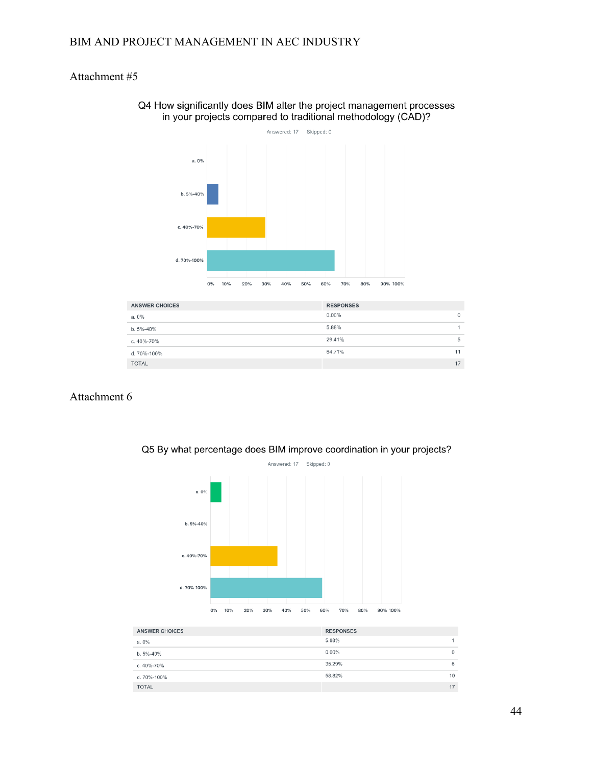Attachment #5

Q4 How significantly does BIM alter the project management processes in your projects compared to traditional methodology (CAD)?

Answered: 17 Skipped: 0

| ANSWER CHOICES | RESPONSES | |
|---|---|---|
| a. 0% | 0.00% | 0 |
| b. 5%-40% | 5.88% | 1 |
| c. 40%-70% | 29.41% | 5 |
| d. 70%-100% | 64.71% | 11 |
| TOTAL | | 17 |

Attachment 6

Q5 By what percentage does BIM improve coordination in your projects?

Answered: 17 Skipped: 0

| ANSWER CHOICES | RESPONSES | |
|---|---|---|
| a. 0% | 5.88% | 1 |
| b. 5%-40% | 0.00% | 0 |
| c. 40%-70% | 35.29% | 6 |
| d. 70%-100% | 58.82% | 10 |
| TOTAL | | 17 |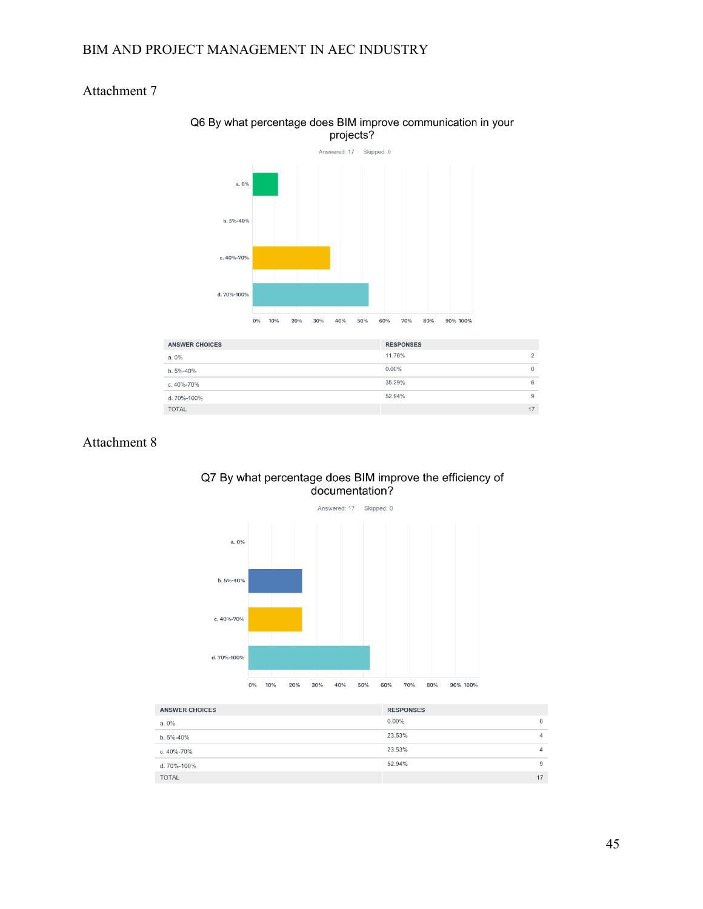Attachment 7

Q6 By what percentage does BIM improve communication in your projects?

Answered: 17    Skipped: 0

| ANSWER CHOICES | RESPONSES | |
|---|---|---|
| a. 0% | 11.76% | 2 |
| b. 5%-40% | 0.00% | 0 |
| c. 40%-70% | 35.29% | 6 |
| d. 70%-100% | 52.94% | 9 |
| TOTAL | | 17 |

Attachment 8

Q7 By what percentage does BIM improve the efficiency of documentation?

Answered: 17    Skipped: 0

| ANSWER CHOICES | RESPONSES | |
|---|---|---|
| a. 0% | 0.00% | 0 |
| b. 5%-40% | 23.53% | 4 |
| c. 40%-70% | 23.53% | 4 |
| d. 70%-100% | 52.94% | 9 |
| TOTAL | | 17 |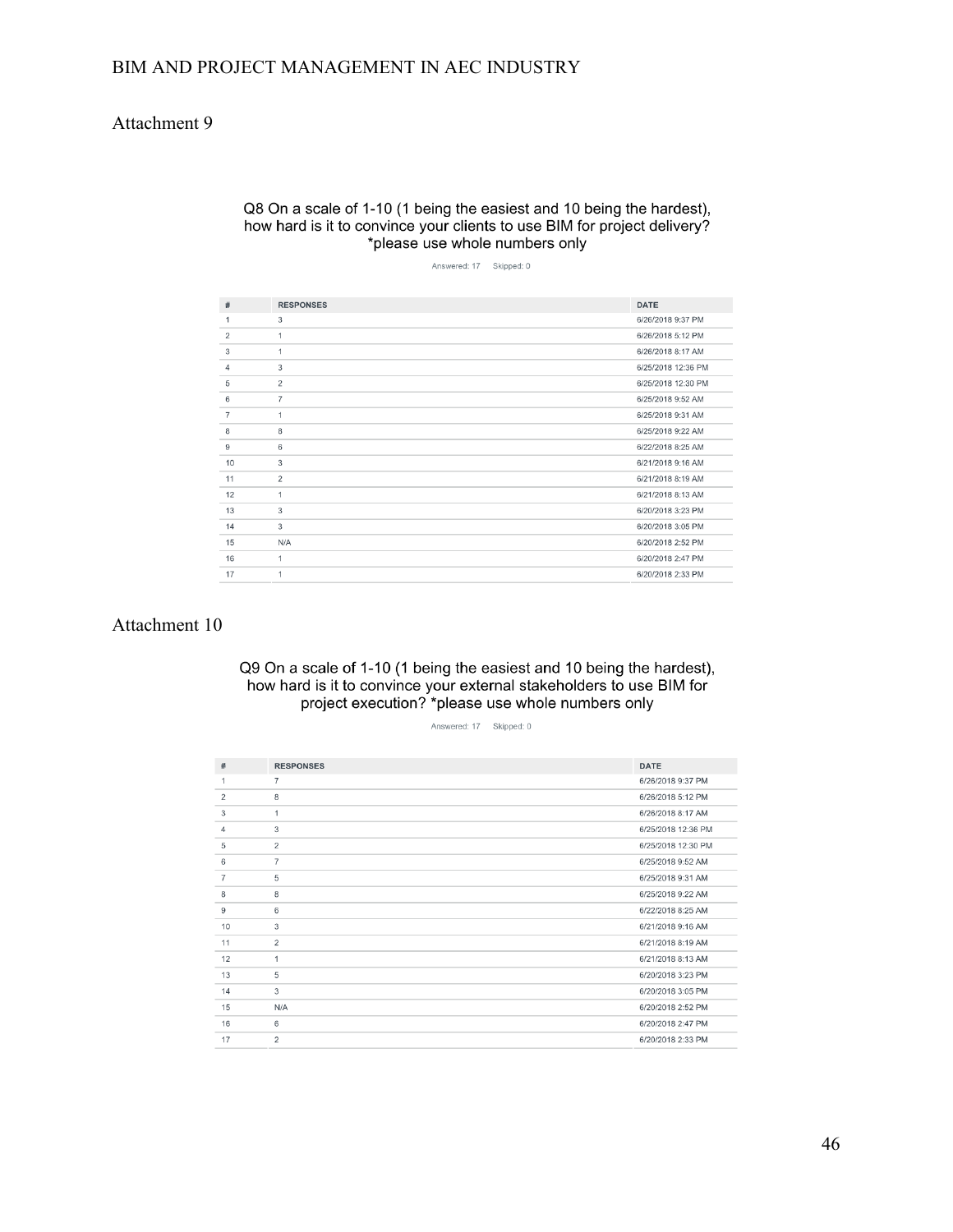Attachment 9

Q8 On a scale of 1-10 (1 being the easiest and 10 being the hardest), how hard is it to convince your clients to use BIM for project delivery? *please use whole numbers only

Answered: 17    Skipped: 0

| # | RESPONSES | DATE |
|---|---|---|
| 1 | 3 | 6/26/2018 9:37 PM |
| 2 | 1 | 6/26/2018 5:12 PM |
| 3 | 1 | 6/26/2018 8:17 AM |
| 4 | 3 | 6/25/2018 12:36 PM |
| 5 | 2 | 6/25/2018 12:30 PM |
| 6 | 7 | 6/25/2018 9:52 AM |
| 7 | 1 | 6/25/2018 9:31 AM |
| 8 | 8 | 6/25/2018 9:22 AM |
| 9 | 6 | 6/22/2018 8:25 AM |
| 10 | 3 | 6/21/2018 9:16 AM |
| 11 | 2 | 6/21/2018 8:19 AM |
| 12 | 1 | 6/21/2018 8:13 AM |
| 13 | 3 | 6/20/2018 3:23 PM |
| 14 | 3 | 6/20/2018 3:05 PM |
| 15 | N/A | 6/20/2018 2:52 PM |
| 16 | 1 | 6/20/2018 2:47 PM |
| 17 | 1 | 6/20/2018 2:33 PM |

Attachment 10

Q9 On a scale of 1-10 (1 being the easiest and 10 being the hardest), how hard is it to convince your external stakeholders to use BIM for project execution? *please use whole numbers only

Answered: 17    Skipped: 0

| # | RESPONSES | DATE |
|---|---|---|
| 1 | 7 | 6/26/2018 9:37 PM |
| 2 | 8 | 6/26/2018 5:12 PM |
| 3 | 1 | 6/26/2018 8:17 AM |
| 4 | 3 | 6/25/2018 12:36 PM |
| 5 | 2 | 6/25/2018 12:30 PM |
| 6 | 7 | 6/25/2018 9:52 AM |
| 7 | 5 | 6/25/2018 9:31 AM |
| 8 | 8 | 6/25/2018 9:22 AM |
| 9 | 6 | 6/22/2018 8:25 AM |
| 10 | 3 | 6/21/2018 9:16 AM |
| 11 | 2 | 6/21/2018 8:19 AM |
| 12 | 1 | 6/21/2018 8:13 AM |
| 13 | 5 | 6/20/2018 3:23 PM |
| 14 | 3 | 6/20/2018 3:05 PM |
| 15 | N/A | 6/20/2018 2:52 PM |
| 16 | 6 | 6/20/2018 2:47 PM |
| 17 | 2 | 6/20/2018 2:33 PM |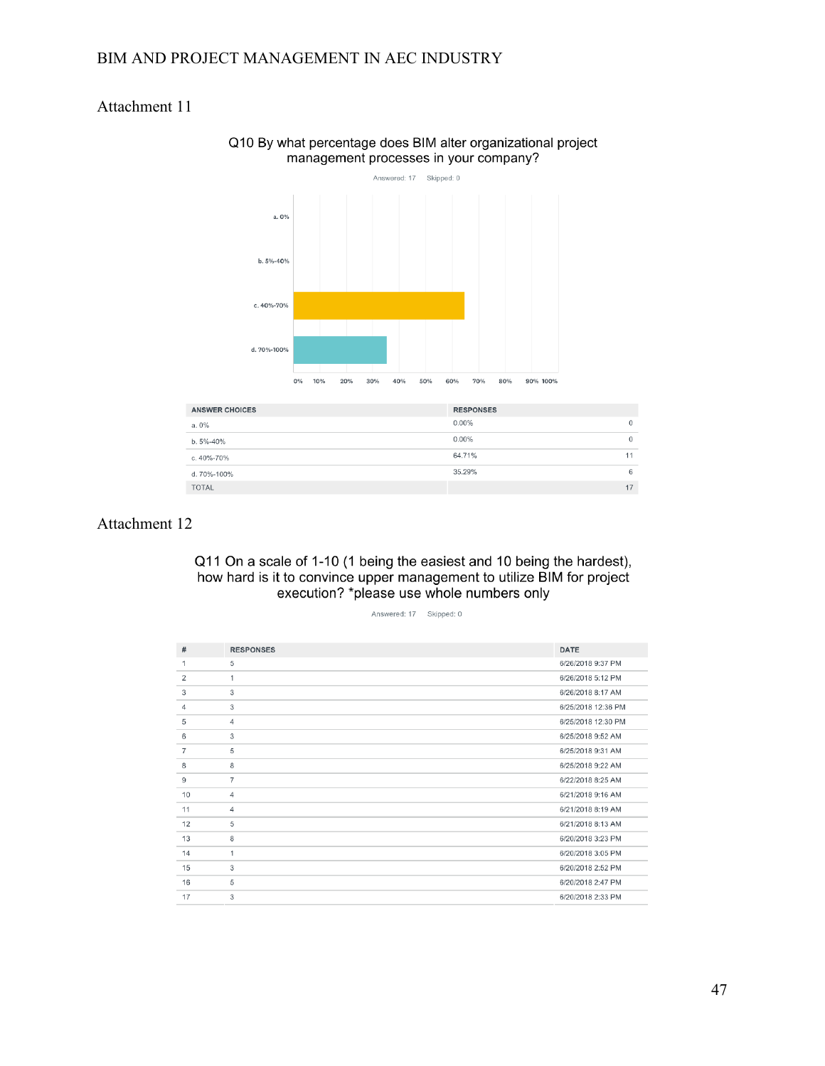Attachment 11

Q10 By what percentage does BIM alter organizational project management processes in your company?

Answered: 17 Skipped: 0

| ANSWER CHOICES | RESPONSES | |
|---|---|---|
| a. 0% | 0.00% | 0 |
| b. 5%-40% | 0.00% | 0 |
| c. 40%-70% | 64.71% | 11 |
| d. 70%-100% | 35.29% | 6 |
| TOTAL | | 17 |

Attachment 12

Q11 On a scale of 1-10 (1 being the easiest and 10 being the hardest), how hard is it to convince upper management to utilize BIM for project execution? *please use whole numbers only

Answered: 17 Skipped: 0

| # | RESPONSES | DATE |
|---|---|---|
| 1 | 5 | 6/26/2018 9:37 PM |
| 2 | 1 | 6/26/2018 5:12 PM |
| 3 | 3 | 6/26/2018 8:17 AM |
| 4 | 3 | 6/25/2018 12:36 PM |
| 5 | 4 | 6/25/2018 12:30 PM |
| 6 | 3 | 6/25/2018 9:52 AM |
| 7 | 5 | 6/25/2018 9:31 AM |
| 8 | 8 | 6/25/2018 9:22 AM |
| 9 | 7 | 6/22/2018 8:25 AM |
| 10 | 4 | 6/21/2018 9:16 AM |
| 11 | 4 | 6/21/2018 8:19 AM |
| 12 | 5 | 6/21/2018 8:13 AM |
| 13 | 8 | 6/20/2018 3:23 PM |
| 14 | 1 | 6/20/2018 3:05 PM |
| 15 | 3 | 6/20/2018 2:52 PM |
| 16 | 5 | 6/20/2018 2:47 PM |
| 17 | 3 | 6/20/2018 2:33 PM |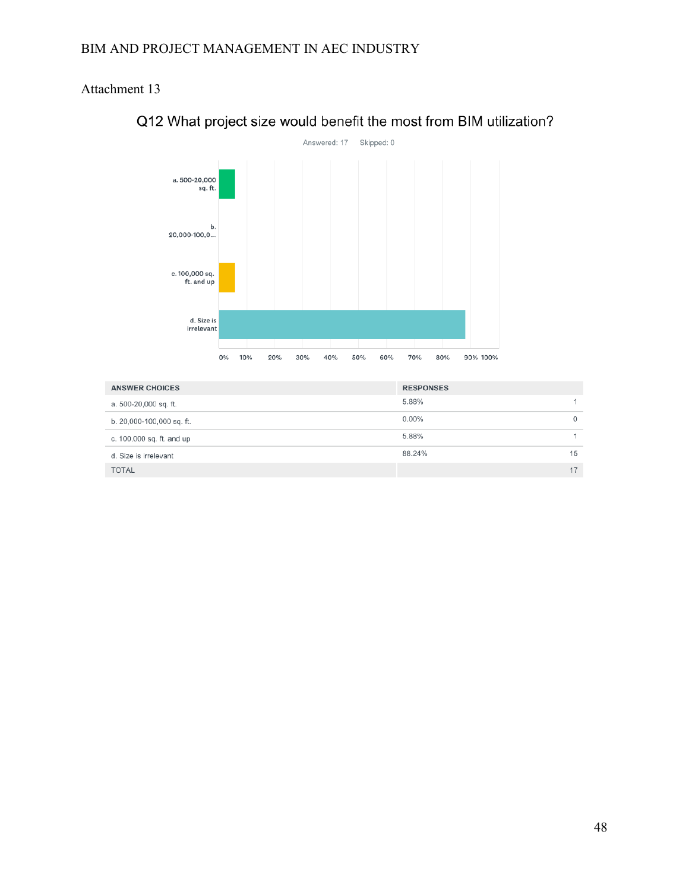Attachment 13

Q12 What project size would benefit the most from BIM utilization?

Answered: 17 Skipped: 0

a. 500-20,000 sq. ft.

b. 20,000-100,0...

c. 100,000 sq. ft. and up

d. Size is irrelevant

0% 10% 20% 30% 40% 50% 60% 70% 80% 90% 100%

| ANSWER CHOICES | RESPONSES | |
|---|---|---|
| a. 500-20,000 sq. ft. | 5.88% | 1 |
| b. 20,000-100,000 sq. ft. | 0.00% | 0 |
| c. 100,000 sq. ft. and up | 5.88% | 1 |
| d. Size is irrelevant | 88.24% | 15 |
| TOTAL | | 17 |